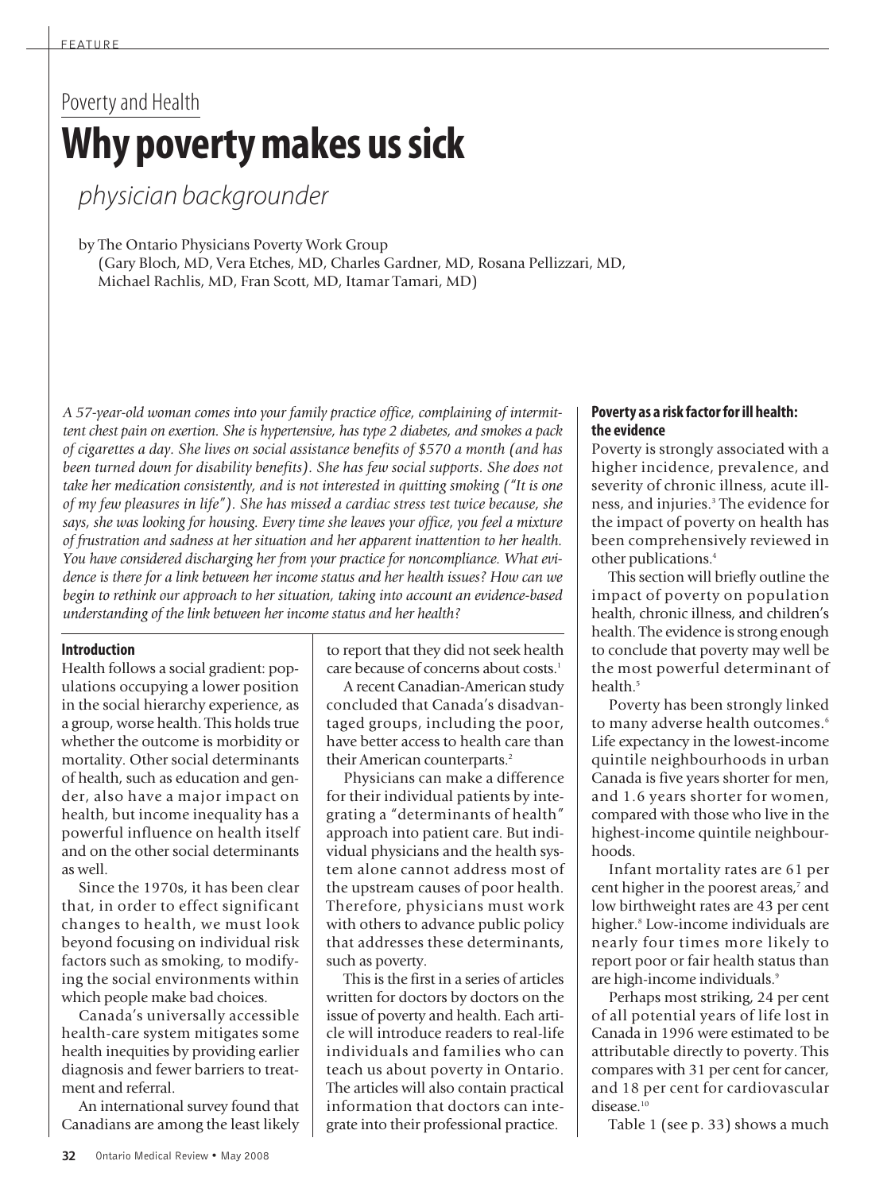# Poverty and Health

# Why poverty makes us sick

## *physician backgrounder*

by The Ontario Physicians Poverty Work Group
(Gary Bloch, MD, Vera Etches, MD, Charles Gardner, MD, Rosana Pellizzari, MD, Michael Rachlis, MD, Fran Scott, MD, Itamar Tamari, MD)

*A 57-year-old woman comes into your family practice office, complaining of intermittent chest pain on exertion. She is hypertensive, has type 2 diabetes, and smokes a pack of cigarettes a day. She lives on social assistance benefits of $570 a month (and has been turned down for disability benefits). She has few social supports. She does not take her medication consistently, and is not interested in quitting smoking ("It is one of my few pleasures in life"). She has missed a cardiac stress test twice because, she says, she was looking for housing. Every time she leaves your office, you feel a mixture of frustration and sadness at her situation and her apparent inattention to her health. You have considered discharging her from your practice for noncompliance. What evidence is there for a link between her income status and her health issues? How can we begin to rethink our approach to her situation, taking into account an evidence-based understanding of the link between her income status and her health?*

### Introduction

Health follows a social gradient: populations occupying a lower position in the social hierarchy experience, as a group, worse health. This holds true whether the outcome is morbidity or mortality. Other social determinants of health, such as education and gender, also have a major impact on health, but income inequality has a powerful influence on health itself and on the other social determinants as well.

Since the 1970s, it has been clear that, in order to effect significant changes to health, we must look beyond focusing on individual risk factors such as smoking, to modifying the social environments within which people make bad choices.

Canada's universally accessible health-care system mitigates some health inequities by providing earlier diagnosis and fewer barriers to treatment and referral.

An international survey found that Canadians are among the least likely to report that they did not seek health care because of concerns about costs.[1]

A recent Canadian-American study concluded that Canada's disadvantaged groups, including the poor, have better access to health care than their American counterparts.[2]

Physicians can make a difference for their individual patients by integrating a "determinants of health" approach into patient care. But individual physicians and the health system alone cannot address most of the upstream causes of poor health. Therefore, physicians must work with others to advance public policy that addresses these determinants, such as poverty.

This is the first in a series of articles written for doctors by doctors on the issue of poverty and health. Each article will introduce readers to real-life individuals and families who can teach us about poverty in Ontario. The articles will also contain practical information that doctors can integrate into their professional practice.

### Poverty as a risk factor for ill health: the evidence

Poverty is strongly associated with a higher incidence, prevalence, and severity of chronic illness, acute illness, and injuries.[3] The evidence for the impact of poverty on health has been comprehensively reviewed in other publications.[4]

This section will briefly outline the impact of poverty on population health, chronic illness, and children's health. The evidence is strong enough to conclude that poverty may well be the most powerful determinant of health.[5]

Poverty has been strongly linked to many adverse health outcomes.[6] Life expectancy in the lowest-income quintile neighbourhoods in urban Canada is five years shorter for men, and 1.6 years shorter for women, compared with those who live in the highest-income quintile neighbourhoods.

Infant mortality rates are 61 per cent higher in the poorest areas,[7] and low birthweight rates are 43 per cent higher.[8] Low-income individuals are nearly four times more likely to report poor or fair health status than are high-income individuals.[9]

Perhaps most striking, 24 per cent of all potential years of life lost in Canada in 1996 were estimated to be attributable directly to poverty. This compares with 31 per cent for cancer, and 18 per cent for cardiovascular disease.[10]

Table 1 (see p. 33) shows a much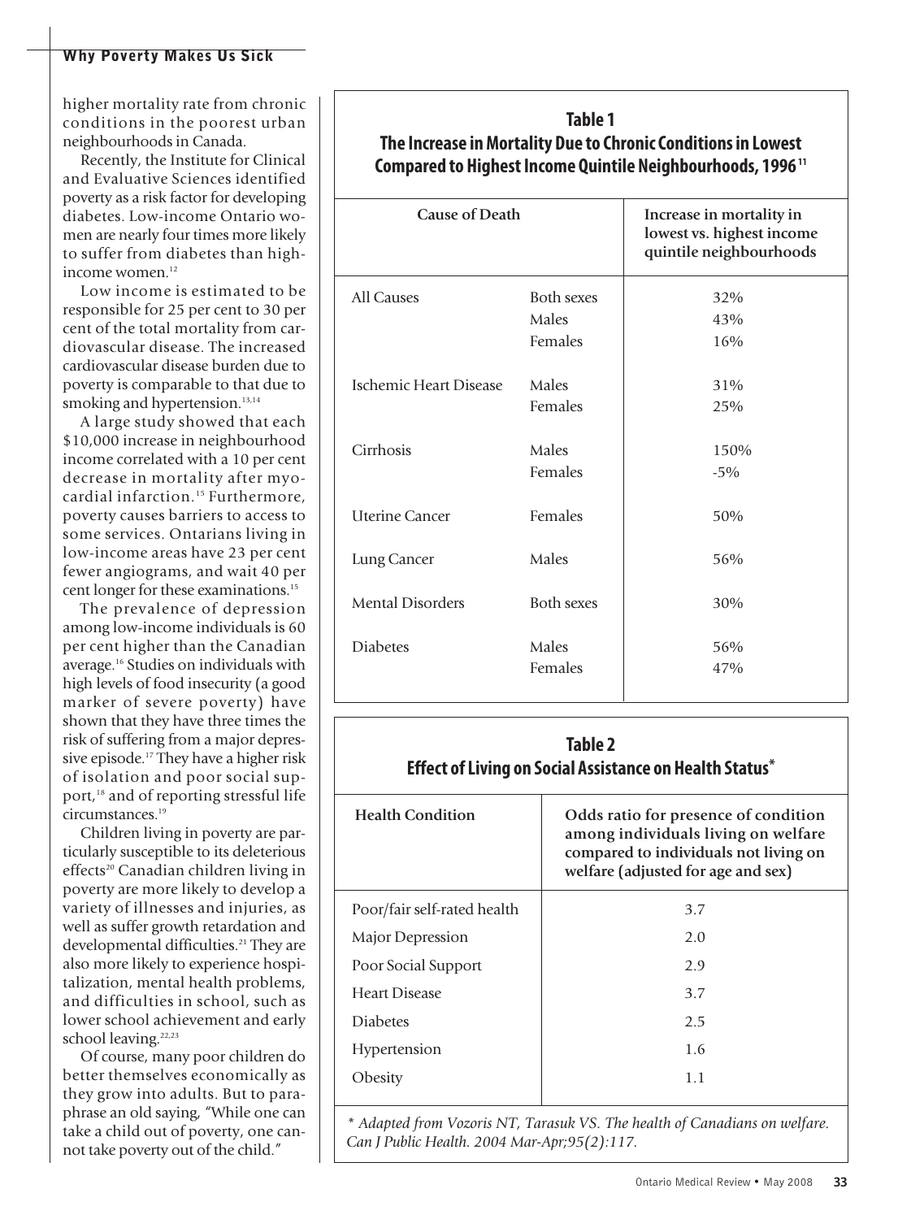higher mortality rate from chronic conditions in the poorest urban neighbourhoods in Canada.

Recently, the Institute for Clinical and Evaluative Sciences identified poverty as a risk factor for developing diabetes. Low-income Ontario women are nearly four times more likely to suffer from diabetes than high-income women.[12]

Low income is estimated to be responsible for 25 per cent to 30 per cent of the total mortality from cardiovascular disease. The increased cardiovascular disease burden due to poverty is comparable to that due to smoking and hypertension.[13,14]

A large study showed that each \$10,000 increase in neighbourhood income correlated with a 10 per cent decrease in mortality after myocardial infarction.[15] Furthermore, poverty causes barriers to access to some services. Ontarians living in low-income areas have 23 per cent fewer angiograms, and wait 40 per cent longer for these examinations.[15]

The prevalence of depression among low-income individuals is 60 per cent higher than the Canadian average.[16] Studies on individuals with high levels of food insecurity (a good marker of severe poverty) have shown that they have three times the risk of suffering from a major depressive episode.[17] They have a higher risk of isolation and poor social support,[18] and of reporting stressful life circumstances.[19]

Children living in poverty are particularly susceptible to its deleterious effects[20] Canadian children living in poverty are more likely to develop a variety of illnesses and injuries, as well as suffer growth retardation and developmental difficulties.[21] They are also more likely to experience hospitalization, mental health problems, and difficulties in school, such as lower school achievement and early school leaving.[22,23]

Of course, many poor children do better themselves economically as they grow into adults. But to paraphrase an old saying, "While one can take a child out of poverty, one cannot take poverty out of the child."

**Table 1**
**The Increase in Mortality Due to Chronic Conditions in Lowest Compared to Highest Income Quintile Neighbourhoods, 1996**[11]

| Cause of Death | | Increase in mortality in lowest vs. highest income quintile neighbourhoods |
|---|---|---|
| All Causes | Both sexes | 32% |
| | Males | 43% |
| | Females | 16% |
| Ischemic Heart Disease | Males | 31% |
| | Females | 25% |
| Cirrhosis | Males | 150% |
| | Females | -5% |
| Uterine Cancer | Females | 50% |
| Lung Cancer | Males | 56% |
| Mental Disorders | Both sexes | 30% |
| Diabetes | Males | 56% |
| | Females | 47% |

**Table 2**
**Effect of Living on Social Assistance on Health Status***

| Health Condition | Odds ratio for presence of condition among individuals living on welfare compared to individuals not living on welfare (adjusted for age and sex) |
|---|---|
| Poor/fair self-rated health | 3.7 |
| Major Depression | 2.0 |
| Poor Social Support | 2.9 |
| Heart Disease | 3.7 |
| Diabetes | 2.5 |
| Hypertension | 1.6 |
| Obesity | 1.1 |

*\* Adapted from Vozoris NT, Tarasuk VS. The health of Canadians on welfare. Can J Public Health. 2004 Mar-Apr;95(2):117.*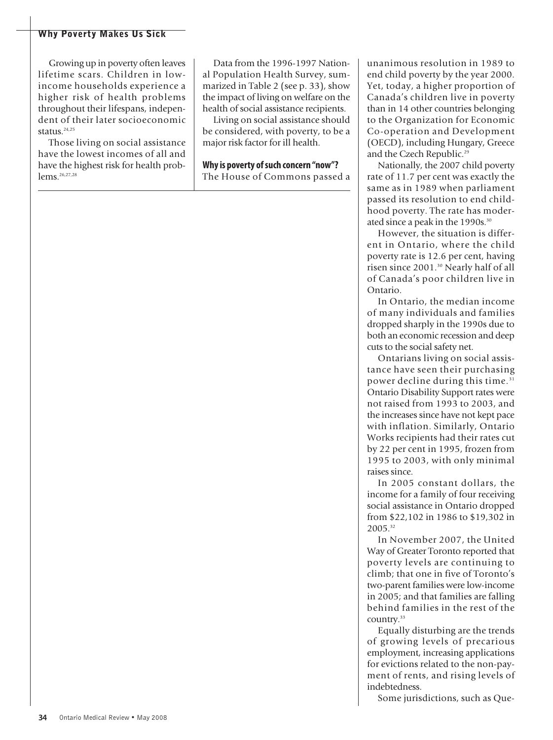Growing up in poverty often leaves lifetime scars. Children in low-income households experience a higher risk of health problems throughout their lifespans, independent of their later socioeconomic status.[24,25]

Those living on social assistance have the lowest incomes of all and have the highest risk for health problems.[26,27,28]

Data from the 1996-1997 National Population Health Survey, summarized in Table 2 (see p. 33), show the impact of living on welfare on the health of social assistance recipients.

Living on social assistance should be considered, with poverty, to be a major risk factor for ill health.

**Why is poverty of such concern "now"?**

The House of Commons passed a unanimous resolution in 1989 to end child poverty by the year 2000. Yet, today, a higher proportion of Canada's children live in poverty than in 14 other countries belonging to the Organization for Economic Co-operation and Development (OECD), including Hungary, Greece and the Czech Republic.[29]

Nationally, the 2007 child poverty rate of 11.7 per cent was exactly the same as in 1989 when parliament passed its resolution to end childhood poverty. The rate has moderated since a peak in the 1990s.[30]

However, the situation is different in Ontario, where the child poverty rate is 12.6 per cent, having risen since 2001.[30] Nearly half of all of Canada's poor children live in Ontario.

In Ontario, the median income of many individuals and families dropped sharply in the 1990s due to both an economic recession and deep cuts to the social safety net.

Ontarians living on social assistance have seen their purchasing power decline during this time.[31] Ontario Disability Support rates were not raised from 1993 to 2003, and the increases since have not kept pace with inflation. Similarly, Ontario Works recipients had their rates cut by 22 per cent in 1995, frozen from 1995 to 2003, with only minimal raises since.

In 2005 constant dollars, the income for a family of four receiving social assistance in Ontario dropped from $22,102 in 1986 to $19,302 in 2005.[32]

In November 2007, the United Way of Greater Toronto reported that poverty levels are continuing to climb; that one in five of Toronto's two-parent families were low-income in 2005; and that families are falling behind families in the rest of the country.[33]

Equally disturbing are the trends of growing levels of precarious employment, increasing applications for evictions related to the non-payment of rents, and rising levels of indebtedness.

Some jurisdictions, such as Que-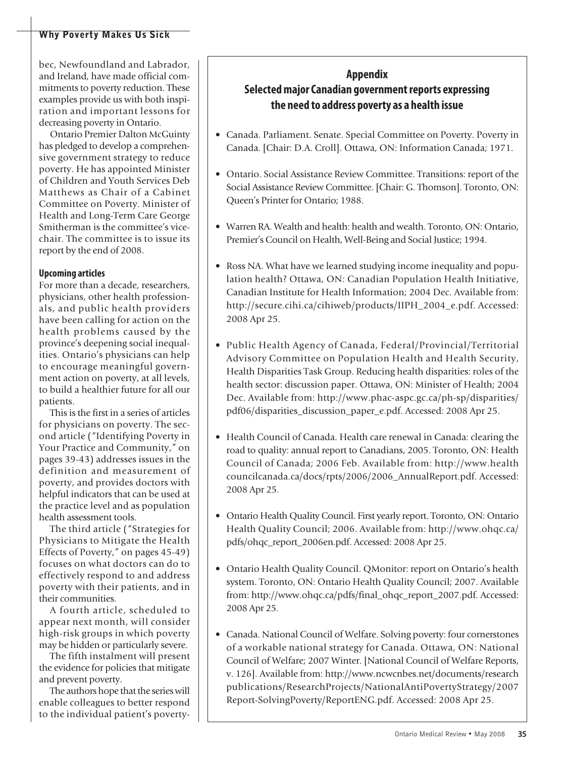bec, Newfoundland and Labrador, and Ireland, have made official commitments to poverty reduction. These examples provide us with both inspiration and important lessons for decreasing poverty in Ontario.

Ontario Premier Dalton McGuinty has pledged to develop a comprehensive government strategy to reduce poverty. He has appointed Minister of Children and Youth Services Deb Matthews as Chair of a Cabinet Committee on Poverty. Minister of Health and Long-Term Care George Smitherman is the committee's vice-chair. The committee is to issue its report by the end of 2008.

### Upcoming articles

For more than a decade, researchers, physicians, other health professionals, and public health providers have been calling for action on the health problems caused by the province's deepening social inequalities. Ontario's physicians can help to encourage meaningful government action on poverty, at all levels, to build a healthier future for all our patients.

This is the first in a series of articles for physicians on poverty. The second article ("Identifying Poverty in Your Practice and Community," on pages 39-43) addresses issues in the definition and measurement of poverty, and provides doctors with helpful indicators that can be used at the practice level and as population health assessment tools.

The third article ("Strategies for Physicians to Mitigate the Health Effects of Poverty," on pages 45-49) focuses on what doctors can do to effectively respond to and address poverty with their patients, and in their communities.

A fourth article, scheduled to appear next month, will consider high-risk groups in which poverty may be hidden or particularly severe.

The fifth instalment will present the evidence for policies that mitigate and prevent poverty.

The authors hope that the series will enable colleagues to better respond to the individual patient's poverty-

## Appendix
## Selected major Canadian government reports expressing the need to address poverty as a health issue

- Canada. Parliament. Senate. Special Committee on Poverty. Poverty in Canada. [Chair: D.A. Croll]. Ottawa, ON: Information Canada; 1971.
- Ontario. Social Assistance Review Committee. Transitions: report of the Social Assistance Review Committee. [Chair: G. Thomson]. Toronto, ON: Queen's Printer for Ontario; 1988.
- Warren RA. Wealth and health: health and wealth. Toronto, ON: Ontario, Premier's Council on Health, Well-Being and Social Justice; 1994.
- Ross NA. What have we learned studying income inequality and population health? Ottawa, ON: Canadian Population Health Initiative, Canadian Institute for Health Information; 2004 Dec. Available from: http://secure.cihi.ca/cihiweb/products/IIPH_2004_e.pdf. Accessed: 2008 Apr 25.
- Public Health Agency of Canada, Federal/Provincial/Territorial Advisory Committee on Population Health and Health Security, Health Disparities Task Group. Reducing health disparities: roles of the health sector: discussion paper. Ottawa, ON: Minister of Health; 2004 Dec. Available from: http://www.phac-aspc.gc.ca/ph-sp/disparities/pdf06/disparities_discussion_paper_e.pdf. Accessed: 2008 Apr 25.
- Health Council of Canada. Health care renewal in Canada: clearing the road to quality: annual report to Canadians, 2005. Toronto, ON: Health Council of Canada; 2006 Feb. Available from: http://www.healthcouncilcanada.ca/docs/rpts/2006/2006_AnnualReport.pdf. Accessed: 2008 Apr 25.
- Ontario Health Quality Council. First yearly report. Toronto, ON: Ontario Health Quality Council; 2006. Available from: http://www.ohqc.ca/pdfs/ohqc_report_2006en.pdf. Accessed: 2008 Apr 25.
- Ontario Health Quality Council. QMonitor: report on Ontario's health system. Toronto, ON: Ontario Health Quality Council; 2007. Available from: http://www.ohqc.ca/pdfs/final_ohqc_report_2007.pdf. Accessed: 2008 Apr 25.
- Canada. National Council of Welfare. Solving poverty: four cornerstones of a workable national strategy for Canada. Ottawa, ON: National Council of Welfare; 2007 Winter. [National Council of Welfare Reports, v. 126]. Available from: http://www.ncwcnbes.net/documents/researchpublications/ResearchProjects/NationalAntiPovertyStrategy/2007Report-SolvingPoverty/ReportENG.pdf. Accessed: 2008 Apr 25.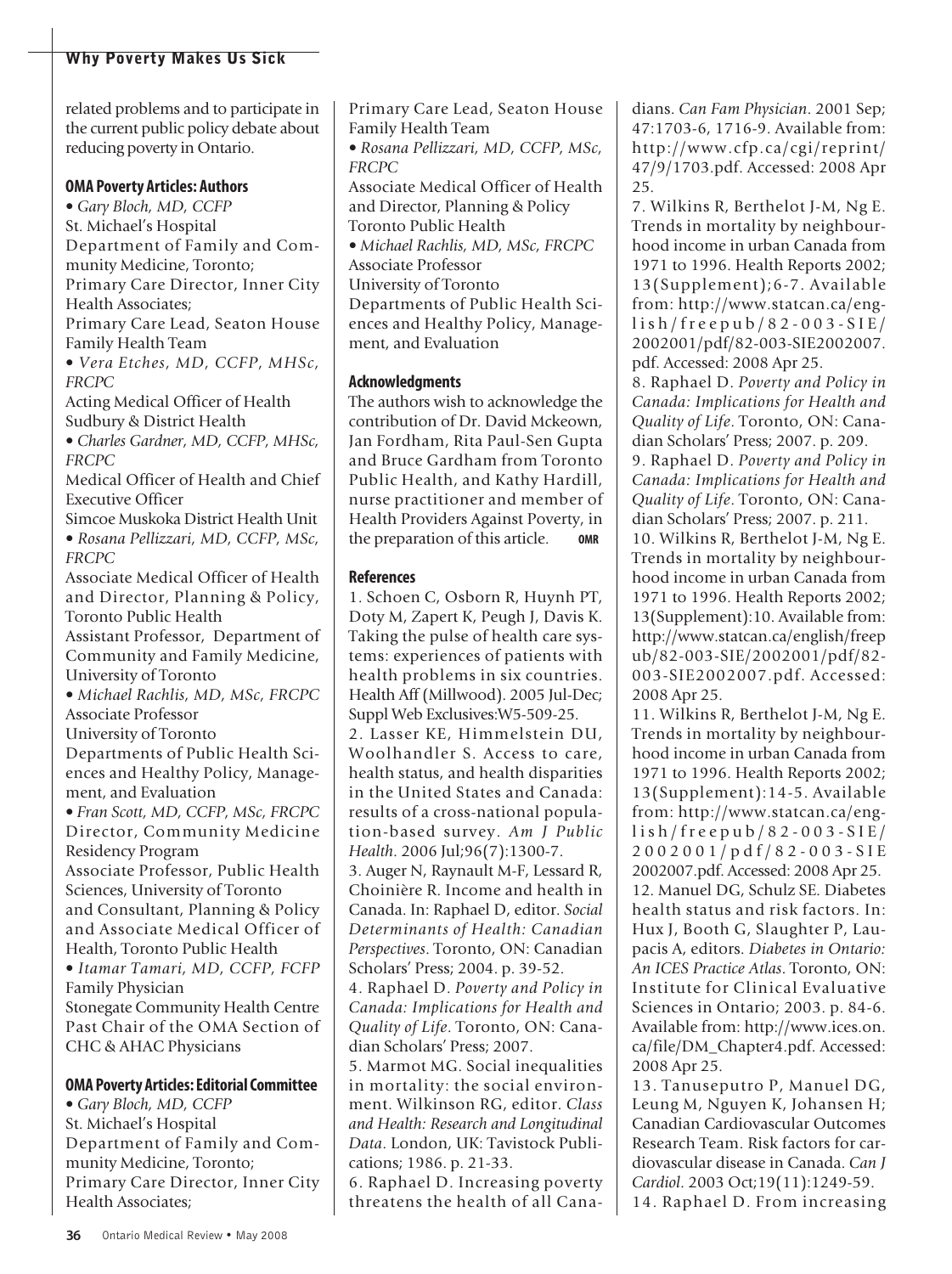related problems and to participate in the current public policy debate about reducing poverty in Ontario.

### OMA Poverty Articles: Authors

- *Gary Bloch, MD, CCFP*
St. Michael's Hospital
Department of Family and Community Medicine, Toronto;
Primary Care Director, Inner City Health Associates;
Primary Care Lead, Seaton House Family Health Team
- *Vera Etches, MD, CCFP, MHSc, FRCPC*
Acting Medical Officer of Health
Sudbury & District Health
- *Charles Gardner, MD, CCFP, MHSc, FRCPC*
Medical Officer of Health and Chief Executive Officer
Simcoe Muskoka District Health Unit
- *Rosana Pellizzari, MD, CCFP, MSc, FRCPC*
Associate Medical Officer of Health and Director, Planning & Policy, Toronto Public Health
Assistant Professor, Department of Community and Family Medicine, University of Toronto
- *Michael Rachlis, MD, MSc, FRCPC*
Associate Professor
University of Toronto
Departments of Public Health Sciences and Healthy Policy, Management, and Evaluation
- *Fran Scott, MD, CCFP, MSc, FRCPC*
Director, Community Medicine Residency Program
Associate Professor, Public Health Sciences, University of Toronto and Consultant, Planning & Policy and Associate Medical Officer of Health, Toronto Public Health
- *Itamar Tamari, MD, CCFP, FCFP*
Family Physician
Stonegate Community Health Centre
Past Chair of the OMA Section of CHC & AHAC Physicians

### OMA Poverty Articles: Editorial Committee

- *Gary Bloch, MD, CCFP*
St. Michael's Hospital
Department of Family and Community Medicine, Toronto;
Primary Care Director, Inner City Health Associates;
Primary Care Lead, Seaton House Family Health Team
- *Rosana Pellizzari, MD, CCFP, MSc, FRCPC*
Associate Medical Officer of Health and Director, Planning & Policy
Toronto Public Health
- *Michael Rachlis, MD, MSc, FRCPC*
Associate Professor
University of Toronto
Departments of Public Health Sciences and Healthy Policy, Management, and Evaluation

### Acknowledgments

The authors wish to acknowledge the contribution of Dr. David Mckeown, Jan Fordham, Rita Paul-Sen Gupta and Bruce Gardham from Toronto Public Health, and Kathy Hardill, nurse practitioner and member of Health Providers Against Poverty, in the preparation of this article. **OMR**

### References

1. Schoen C, Osborn R, Huynh PT, Doty M, Zapert K, Peugh J, Davis K. Taking the pulse of health care systems: experiences of patients with health problems in six countries. Health Aff (Millwood). 2005 Jul-Dec; Suppl Web Exclusives:W5-509-25.
2. Lasser KE, Himmelstein DU, Woolhandler S. Access to care, health status, and health disparities in the United States and Canada: results of a cross-national population-based survey. *Am J Public Health*. 2006 Jul;96(7):1300-7.
3. Auger N, Raynault M-F, Lessard R, Choinière R. Income and health in Canada. In: Raphael D, editor. *Social Determinants of Health: Canadian Perspectives*. Toronto, ON: Canadian Scholars' Press; 2004. p. 39-52.
4. Raphael D. *Poverty and Policy in Canada: Implications for Health and Quality of Life*. Toronto, ON: Canadian Scholars' Press; 2007.
5. Marmot MG. Social inequalities in mortality: the social environment. Wilkinson RG, editor. *Class and Health: Research and Longitudinal Data*. London, UK: Tavistock Publications; 1986. p. 21-33.
6. Raphael D. Increasing poverty threatens the health of all Canadians. *Can Fam Physician*. 2001 Sep; 47:1703-6, 1716-9. Available from: http://www.cfp.ca/cgi/reprint/47/9/1703.pdf. Accessed: 2008 Apr 25.
7. Wilkins R, Berthelot J-M, Ng E. Trends in mortality by neighbourhood income in urban Canada from 1971 to 1996. Health Reports 2002; 13(Supplement);6-7. Available from: http://www.statcan.ca/english/freepub/82-003-SIE/2002001/pdf/82-003-SIE2002007.pdf. Accessed: 2008 Apr 25.
8. Raphael D. *Poverty and Policy in Canada: Implications for Health and Quality of Life*. Toronto, ON: Canadian Scholars' Press; 2007. p. 209.
9. Raphael D. *Poverty and Policy in Canada: Implications for Health and Quality of Life*. Toronto, ON: Canadian Scholars' Press; 2007. p. 211.
10. Wilkins R, Berthelot J-M, Ng E. Trends in mortality by neighbourhood income in urban Canada from 1971 to 1996. Health Reports 2002; 13(Supplement):10. Available from: http://www.statcan.ca/english/freepub/82-003-SIE/2002001/pdf/82-003-SIE2002007.pdf. Accessed: 2008 Apr 25.
11. Wilkins R, Berthelot J-M, Ng E. Trends in mortality by neighbourhood income in urban Canada from 1971 to 1996. Health Reports 2002; 13(Supplement):14-5. Available from: http://www.statcan.ca/english/freepub/82-003-SIE/2002001/pdf/82-003-SIE2002007.pdf. Accessed: 2008 Apr 25.
12. Manuel DG, Schulz SE. Diabetes health status and risk factors. In: Hux J, Booth G, Slaughter P, Laupacis A, editors. *Diabetes in Ontario: An ICES Practice Atlas*. Toronto, ON: Institute for Clinical Evaluative Sciences in Ontario; 2003. p. 84-6. Available from: http://www.ices.on.ca/file/DM_Chapter4.pdf. Accessed: 2008 Apr 25.
13. Tanuseputro P, Manuel DG, Leung M, Nguyen K, Johansen H; Canadian Cardiovascular Outcomes Research Team. Risk factors for cardiovascular disease in Canada. *Can J Cardiol*. 2003 Oct;19(11):1249-59.
14. Raphael D. From increasing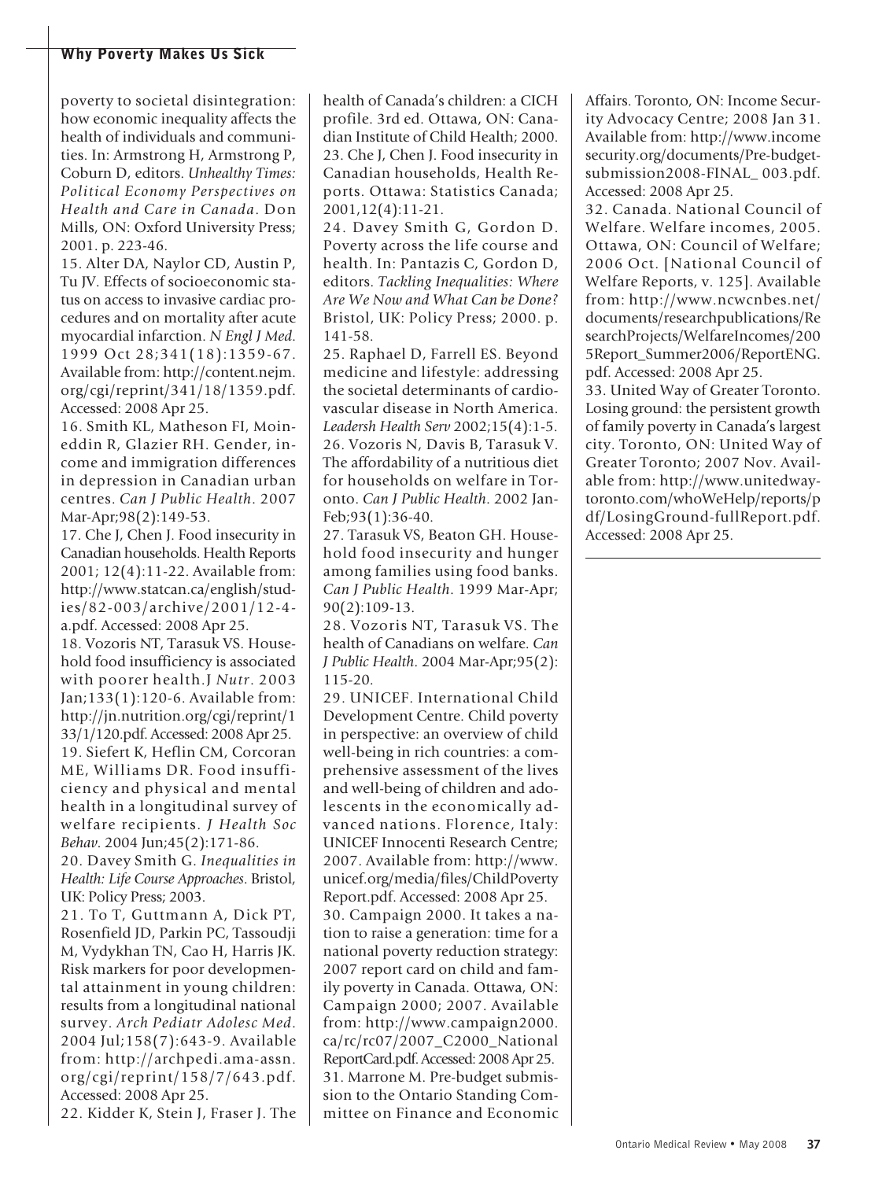poverty to societal disintegration: how economic inequality affects the health of individuals and communities. In: Armstrong H, Armstrong P, Coburn D, editors. *Unhealthy Times: Political Economy Perspectives on Health and Care in Canada*. Don Mills, ON: Oxford University Press; 2001. p. 223-46.

15. Alter DA, Naylor CD, Austin P, Tu JV. Effects of socioeconomic status on access to invasive cardiac procedures and on mortality after acute myocardial infarction. *N Engl J Med*. 1999 Oct 28;341(18):1359-67. Available from: http://content.nejm.org/cgi/reprint/341/18/1359.pdf. Accessed: 2008 Apr 25.

16. Smith KL, Matheson FI, Moineddin R, Glazier RH. Gender, income and immigration differences in depression in Canadian urban centres. *Can J Public Health*. 2007 Mar-Apr;98(2):149-53.

17. Che J, Chen J. Food insecurity in Canadian households. Health Reports 2001; 12(4):11-22. Available from: http://www.statcan.ca/english/studies/82-003/archive/2001/12-4-a.pdf. Accessed: 2008 Apr 25.

18. Vozoris NT, Tarasuk VS. Household food insufficiency is associated with poorer health.J *Nutr*. 2003 Jan;133(1):120-6. Available from: http://jn.nutrition.org/cgi/reprint/133/1/120.pdf. Accessed: 2008 Apr 25.

19. Siefert K, Heflin CM, Corcoran ME, Williams DR. Food insufficiency and physical and mental health in a longitudinal survey of welfare recipients. *J Health Soc Behav*. 2004 Jun;45(2):171-86.

20. Davey Smith G. *Inequalities in Health: Life Course Approaches*. Bristol, UK: Policy Press; 2003.

21. To T, Guttmann A, Dick PT, Rosenfield JD, Parkin PC, Tassoudji M, Vydykhan TN, Cao H, Harris JK. Risk markers for poor developmental attainment in young children: results from a longitudinal national survey. *Arch Pediatr Adolesc Med*. 2004 Jul;158(7):643-9. Available from: http://archpedi.ama-assn.org/cgi/reprint/158/7/643.pdf. Accessed: 2008 Apr 25.

22. Kidder K, Stein J, Fraser J. The health of Canada's children: a CICH profile. 3rd ed. Ottawa, ON: Canadian Institute of Child Health; 2000.

23. Che J, Chen J. Food insecurity in Canadian households, Health Reports. Ottawa: Statistics Canada; 2001,12(4):11-21.

24. Davey Smith G, Gordon D. Poverty across the life course and health. In: Pantazis C, Gordon D, editors. *Tackling Inequalities: Where Are We Now and What Can be Done?* Bristol, UK: Policy Press; 2000. p. 141-58.

25. Raphael D, Farrell ES. Beyond medicine and lifestyle: addressing the societal determinants of cardiovascular disease in North America. *Leadersh Health Serv* 2002;15(4):1-5.

26. Vozoris N, Davis B, Tarasuk V. The affordability of a nutritious diet for households on welfare in Toronto. *Can J Public Health*. 2002 Jan-Feb;93(1):36-40.

27. Tarasuk VS, Beaton GH. Household food insecurity and hunger among families using food banks. *Can J Public Health*. 1999 Mar-Apr; 90(2):109-13.

28. Vozoris NT, Tarasuk VS. The health of Canadians on welfare. *Can J Public Health*. 2004 Mar-Apr;95(2): 115-20.

29. UNICEF. International Child Development Centre. Child poverty in perspective: an overview of child well-being in rich countries: a comprehensive assessment of the lives and well-being of children and adolescents in the economically advanced nations. Florence, Italy: UNICEF Innocenti Research Centre; 2007. Available from: http://www.unicef.org/media/files/ChildPovertyReport.pdf. Accessed: 2008 Apr 25.

30. Campaign 2000. It takes a nation to raise a generation: time for a national poverty reduction strategy: 2007 report card on child and family poverty in Canada. Ottawa, ON: Campaign 2000; 2007. Available from: http://www.campaign2000.ca/rc/rc07/2007_C2000_NationalReportCard.pdf. Accessed: 2008 Apr 25.

31. Marrone M. Pre-budget submission to the Ontario Standing Committee on Finance and Economic Affairs. Toronto, ON: Income Security Advocacy Centre; 2008 Jan 31. Available from: http://www.incomesecurity.org/documents/Pre-budget-submission2008-FINAL_ 003.pdf. Accessed: 2008 Apr 25.

32. Canada. National Council of Welfare. Welfare incomes, 2005. Ottawa, ON: Council of Welfare; 2006 Oct. [National Council of Welfare Reports, v. 125]. Available from: http://www.ncwcnbes.net/documents/researchpublications/ResearchProjects/WelfareIncomes/2005Report_Summer2006/ReportENG.pdf. Accessed: 2008 Apr 25.

33. United Way of Greater Toronto. Losing ground: the persistent growth of family poverty in Canada's largest city. Toronto, ON: United Way of Greater Toronto; 2007 Nov. Available from: http://www.unitedwaytoronto.com/whoWeHelp/reports/pdf/LosingGround-fullReport.pdf. Accessed: 2008 Apr 25.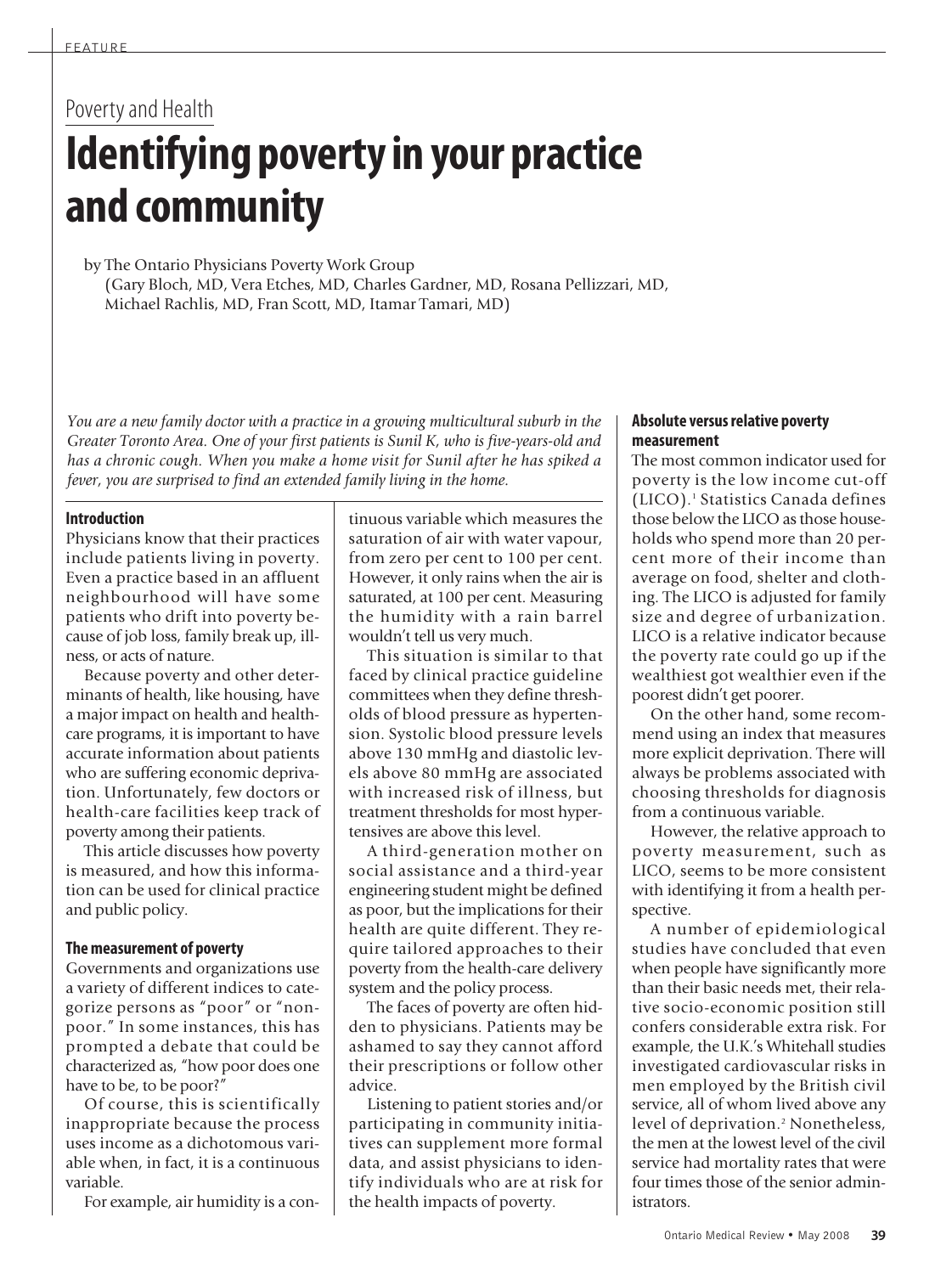Poverty and Health

# Identifying poverty in your practice and community

by The Ontario Physicians Poverty Work Group
(Gary Bloch, MD, Vera Etches, MD, Charles Gardner, MD, Rosana Pellizzari, MD, Michael Rachlis, MD, Fran Scott, MD, Itamar Tamari, MD)

*You are a new family doctor with a practice in a growing multicultural suburb in the Greater Toronto Area. One of your first patients is Sunil K, who is five-years-old and has a chronic cough. When you make a home visit for Sunil after he has spiked a fever, you are surprised to find an extended family living in the home.*

### Introduction

Physicians know that their practices include patients living in poverty. Even a practice based in an affluent neighbourhood will have some patients who drift into poverty because of job loss, family break up, illness, or acts of nature.

Because poverty and other determinants of health, like housing, have a major impact on health and health-care programs, it is important to have accurate information about patients who are suffering economic deprivation. Unfortunately, few doctors or health-care facilities keep track of poverty among their patients.

This article discusses how poverty is measured, and how this information can be used for clinical practice and public policy.

### The measurement of poverty

Governments and organizations use a variety of different indices to categorize persons as "poor" or "non-poor." In some instances, this has prompted a debate that could be characterized as, "how poor does one have to be, to be poor?"

Of course, this is scientifically inappropriate because the process uses income as a dichotomous variable when, in fact, it is a continuous variable.

For example, air humidity is a continuous variable which measures the saturation of air with water vapour, from zero per cent to 100 per cent. However, it only rains when the air is saturated, at 100 per cent. Measuring the humidity with a rain barrel wouldn't tell us very much.

This situation is similar to that faced by clinical practice guideline committees when they define thresholds of blood pressure as hypertension. Systolic blood pressure levels above 130 mmHg and diastolic levels above 80 mmHg are associated with increased risk of illness, but treatment thresholds for most hypertensives are above this level.

A third-generation mother on social assistance and a third-year engineering student might be defined as poor, but the implications for their health are quite different. They require tailored approaches to their poverty from the health-care delivery system and the policy process.

The faces of poverty are often hidden to physicians. Patients may be ashamed to say they cannot afford their prescriptions or follow other advice.

Listening to patient stories and/or participating in community initiatives can supplement more formal data, and assist physicians to identify individuals who are at risk for the health impacts of poverty.

### Absolute versus relative poverty measurement

The most common indicator used for poverty is the low income cut-off (LICO).[1] Statistics Canada defines those below the LICO as those households who spend more than 20 per cent more of their income than average on food, shelter and clothing. The LICO is adjusted for family size and degree of urbanization. LICO is a relative indicator because the poverty rate could go up if the wealthiest got wealthier even if the poorest didn't get poorer.

On the other hand, some recommend using an index that measures more explicit deprivation. There will always be problems associated with choosing thresholds for diagnosis from a continuous variable.

However, the relative approach to poverty measurement, such as LICO, seems to be more consistent with identifying it from a health perspective.

A number of epidemiological studies have concluded that even when people have significantly more than their basic needs met, their relative socio-economic position still confers considerable extra risk. For example, the U.K.'s Whitehall studies investigated cardiovascular risks in men employed by the British civil service, all of whom lived above any level of deprivation.[2] Nonetheless, the men at the lowest level of the civil service had mortality rates that were four times those of the senior administrators.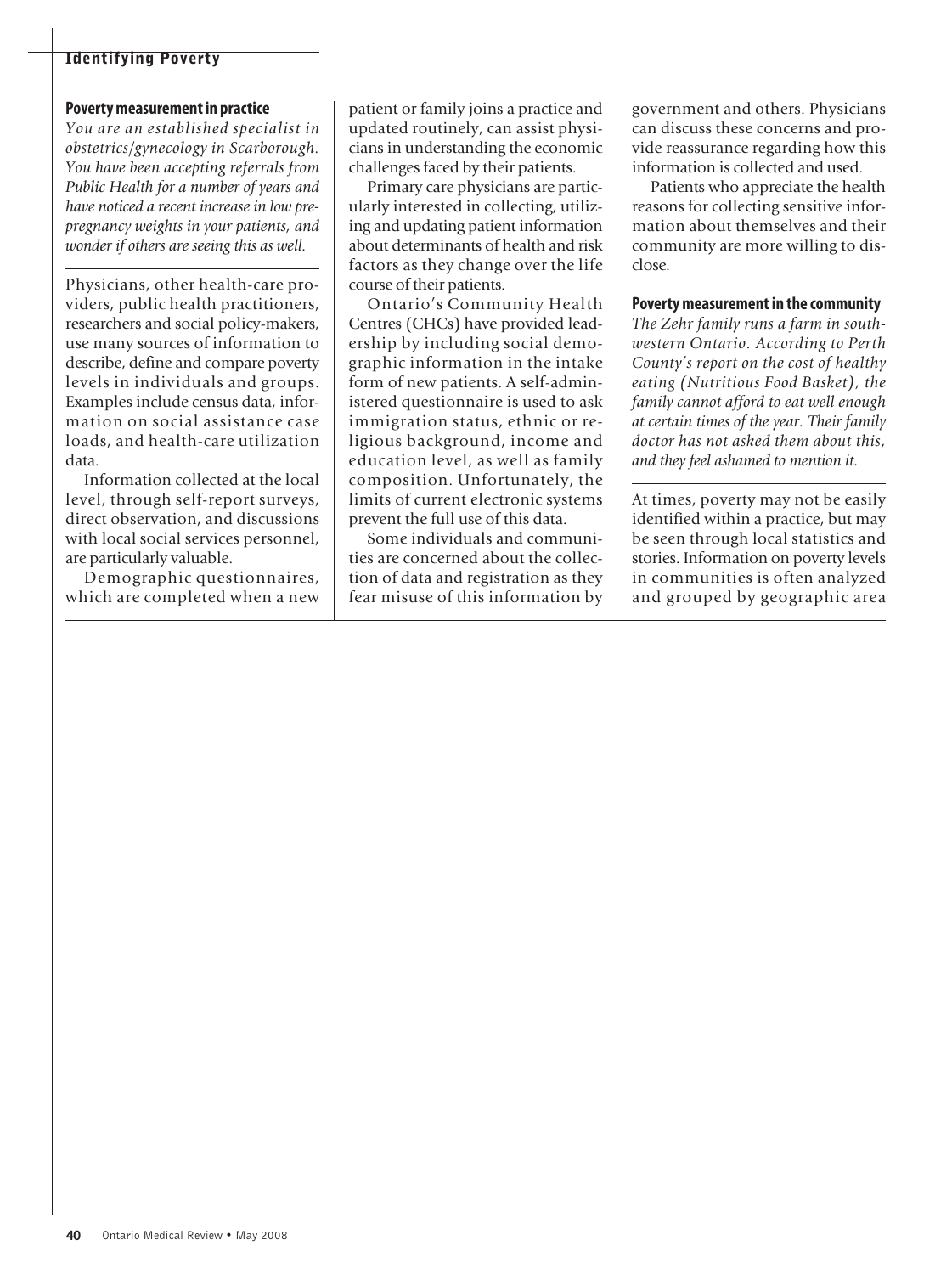### Poverty measurement in practice

*You are an established specialist in obstetrics/gynecology in Scarborough. You have been accepting referrals from Public Health for a number of years and have noticed a recent increase in low pre-pregnancy weights in your patients, and wonder if others are seeing this as well.*

Physicians, other health-care providers, public health practitioners, researchers and social policy-makers, use many sources of information to describe, define and compare poverty levels in individuals and groups. Examples include census data, information on social assistance case loads, and health-care utilization data.

Information collected at the local level, through self-report surveys, direct observation, and discussions with local social services personnel, are particularly valuable.

Demographic questionnaires, which are completed when a new patient or family joins a practice and updated routinely, can assist physicians in understanding the economic challenges faced by their patients.

Primary care physicians are particularly interested in collecting, utilizing and updating patient information about determinants of health and risk factors as they change over the life course of their patients.

Ontario's Community Health Centres (CHCs) have provided leadership by including social demographic information in the intake form of new patients. A self-administered questionnaire is used to ask immigration status, ethnic or religious background, income and education level, as well as family composition. Unfortunately, the limits of current electronic systems prevent the full use of this data.

Some individuals and communities are concerned about the collection of data and registration as they fear misuse of this information by government and others. Physicians can discuss these concerns and provide reassurance regarding how this information is collected and used.

Patients who appreciate the health reasons for collecting sensitive information about themselves and their community are more willing to disclose.

### Poverty measurement in the community

*The Zehr family runs a farm in southwestern Ontario. According to Perth County's report on the cost of healthy eating (Nutritious Food Basket), the family cannot afford to eat well enough at certain times of the year. Their family doctor has not asked them about this, and they feel ashamed to mention it.*

At times, poverty may not be easily identified within a practice, but may be seen through local statistics and stories. Information on poverty levels in communities is often analyzed and grouped by geographic area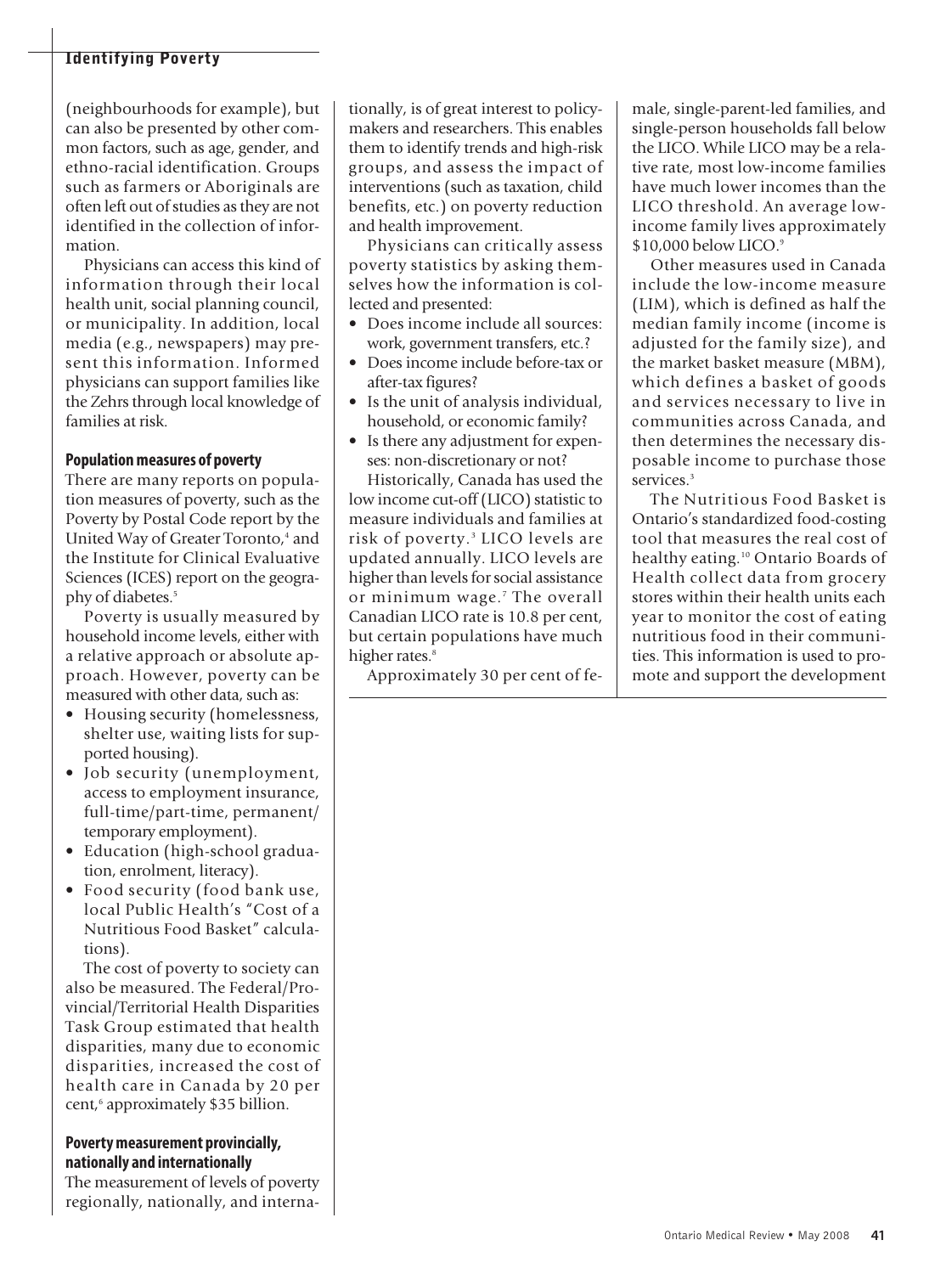(neighbourhoods for example), but can also be presented by other common factors, such as age, gender, and ethno-racial identification. Groups such as farmers or Aboriginals are often left out of studies as they are not identified in the collection of information.

Physicians can access this kind of information through their local health unit, social planning council, or municipality. In addition, local media (e.g., newspapers) may present this information. Informed physicians can support families like the Zehrs through local knowledge of families at risk.

### Population measures of poverty

There are many reports on population measures of poverty, such as the Poverty by Postal Code report by the United Way of Greater Toronto,[4] and the Institute for Clinical Evaluative Sciences (ICES) report on the geography of diabetes.[5]

Poverty is usually measured by household income levels, either with a relative approach or absolute approach. However, poverty can be measured with other data, such as:

- Housing security (homelessness, shelter use, waiting lists for supported housing).
- Job security (unemployment, access to employment insurance, full-time/part-time, permanent/temporary employment).
- Education (high-school graduation, enrolment, literacy).
- Food security (food bank use, local Public Health's "Cost of a Nutritious Food Basket" calculations).

The cost of poverty to society can also be measured. The Federal/Provincial/Territorial Health Disparities Task Group estimated that health disparities, many due to economic disparities, increased the cost of health care in Canada by 20 per cent,[6] approximately $35 billion.

### Poverty measurement provincially, nationally and internationally

The measurement of levels of poverty regionally, nationally, and internationally, is of great interest to policymakers and researchers. This enables them to identify trends and high-risk groups, and assess the impact of interventions (such as taxation, child benefits, etc.) on poverty reduction and health improvement.

Physicians can critically assess poverty statistics by asking themselves how the information is collected and presented:

- Does income include all sources: work, government transfers, etc.?
- Does income include before-tax or after-tax figures?
- Is the unit of analysis individual, household, or economic family?
- Is there any adjustment for expenses: non-discretionary or not?

Historically, Canada has used the low income cut-off (LICO) statistic to measure individuals and families at risk of poverty.[3] LICO levels are updated annually. LICO levels are higher than levels for social assistance or minimum wage.[7] The overall Canadian LICO rate is 10.8 per cent, but certain populations have much higher rates.[8]

Approximately 30 per cent of female, single-parent-led families, and single-person households fall below the LICO. While LICO may be a relative rate, most low-income families have much lower incomes than the LICO threshold. An average low-income family lives approximately $10,000 below LICO.[9]

Other measures used in Canada include the low-income measure (LIM), which is defined as half the median family income (income is adjusted for the family size), and the market basket measure (MBM), which defines a basket of goods and services necessary to live in communities across Canada, and then determines the necessary disposable income to purchase those services.[3]

The Nutritious Food Basket is Ontario's standardized food-costing tool that measures the real cost of healthy eating.[10] Ontario Boards of Health collect data from grocery stores within their health units each year to monitor the cost of eating nutritious food in their communities. This information is used to promote and support the development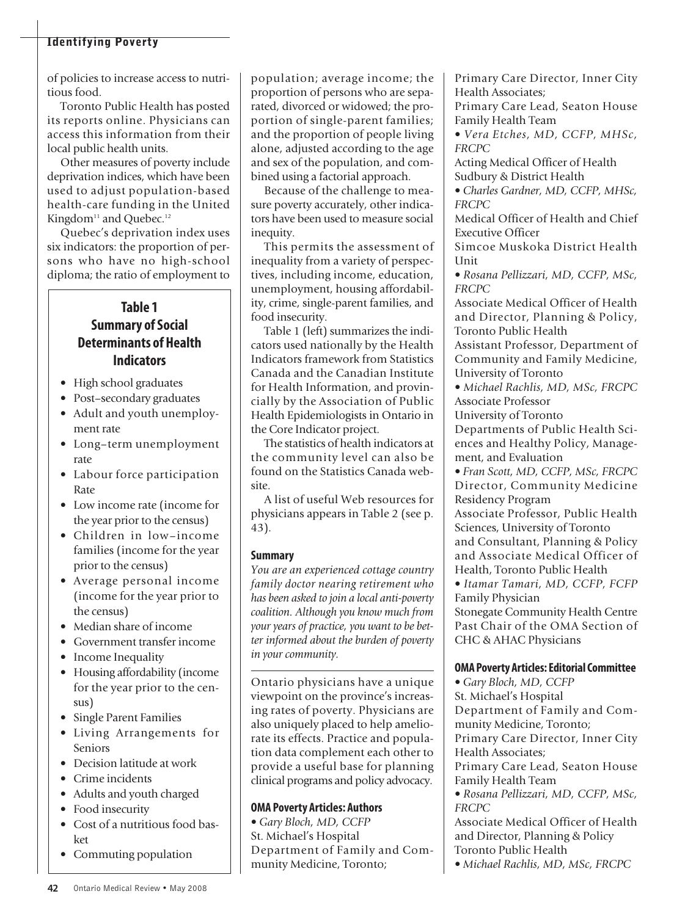of policies to increase access to nutritious food.

Toronto Public Health has posted its reports online. Physicians can access this information from their local public health units.

Other measures of poverty include deprivation indices, which have been used to adjust population-based health-care funding in the United Kingdom[11] and Quebec.[12]

Quebec's deprivation index uses six indicators: the proportion of persons who have no high-school diploma; the ratio of employment to population; average income; the proportion of persons who are separated, divorced or widowed; the proportion of single-parent families; and the proportion of people living alone, adjusted according to the age and sex of the population, and combined using a factorial approach.

Because of the challenge to measure poverty accurately, other indicators have been used to measure social inequity.

This permits the assessment of inequality from a variety of perspectives, including income, education, unemployment, housing affordability, crime, single-parent families, and food insecurity.

Table 1 (left) summarizes the indicators used nationally by the Health Indicators framework from Statistics Canada and the Canadian Institute for Health Information, and provincially by the Association of Public Health Epidemiologists in Ontario in the Core Indicator project.

The statistics of health indicators at the community level can also be found on the Statistics Canada website.

A list of useful Web resources for physicians appears in Table 2 (see p. 43).

### Table 1
### Summary of Social Determinants of Health Indicators

- High school graduates
- Post–secondary graduates
- Adult and youth unemployment rate
- Long–term unemployment rate
- Labour force participation Rate
- Low income rate (income for the year prior to the census)
- Children in low–income families (income for the year prior to the census)
- Average personal income (income for the year prior to the census)
- Median share of income
- Government transfer income
- Income Inequality
- Housing affordability (income for the year prior to the census)
- Single Parent Families
- Living Arrangements for Seniors
- Decision latitude at work
- Crime incidents
- Adults and youth charged
- Food insecurity
- Cost of a nutritious food basket
- Commuting population

### Summary

*You are an experienced cottage country family doctor nearing retirement who has been asked to join a local anti-poverty coalition. Although you know much from your years of practice, you want to be better informed about the burden of poverty in your community.*

---

Ontario physicians have a unique viewpoint on the province's increasing rates of poverty. Physicians are also uniquely placed to help ameliorate its effects. Practice and population data complement each other to provide a useful base for planning clinical programs and policy advocacy.

### OMA Poverty Articles: Authors

- *Gary Bloch, MD, CCFP*
  St. Michael's Hospital
  Department of Family and Community Medicine, Toronto;
  Primary Care Director, Inner City Health Associates;
  Primary Care Lead, Seaton House Family Health Team
- *Vera Etches, MD, CCFP, MHSc, FRCPC*
  Acting Medical Officer of Health
  Sudbury & District Health
- *Charles Gardner, MD, CCFP, MHSc, FRCPC*
  Medical Officer of Health and Chief Executive Officer
  Simcoe Muskoka District Health Unit
- *Rosana Pellizzari, MD, CCFP, MSc, FRCPC*
  Associate Medical Officer of Health and Director, Planning & Policy, Toronto Public Health
  Assistant Professor, Department of Community and Family Medicine, University of Toronto
- *Michael Rachlis, MD, MSc, FRCPC*
  Associate Professor
  University of Toronto
  Departments of Public Health Sciences and Healthy Policy, Management, and Evaluation
- *Fran Scott, MD, CCFP, MSc, FRCPC*
  Director, Community Medicine Residency Program
  Associate Professor, Public Health Sciences, University of Toronto
  and Consultant, Planning & Policy and Associate Medical Officer of Health, Toronto Public Health
- *Itamar Tamari, MD, CCFP, FCFP*
  Family Physician
  Stonegate Community Health Centre
  Past Chair of the OMA Section of CHC & AHAC Physicians

### OMA Poverty Articles: Editorial Committee

- *Gary Bloch, MD, CCFP*
  St. Michael's Hospital
  Department of Family and Community Medicine, Toronto;
  Primary Care Director, Inner City Health Associates;
  Primary Care Lead, Seaton House Family Health Team
- *Rosana Pellizzari, MD, CCFP, MSc, FRCPC*
  Associate Medical Officer of Health and Director, Planning & Policy
  Toronto Public Health
- *Michael Rachlis, MD, MSc, FRCPC*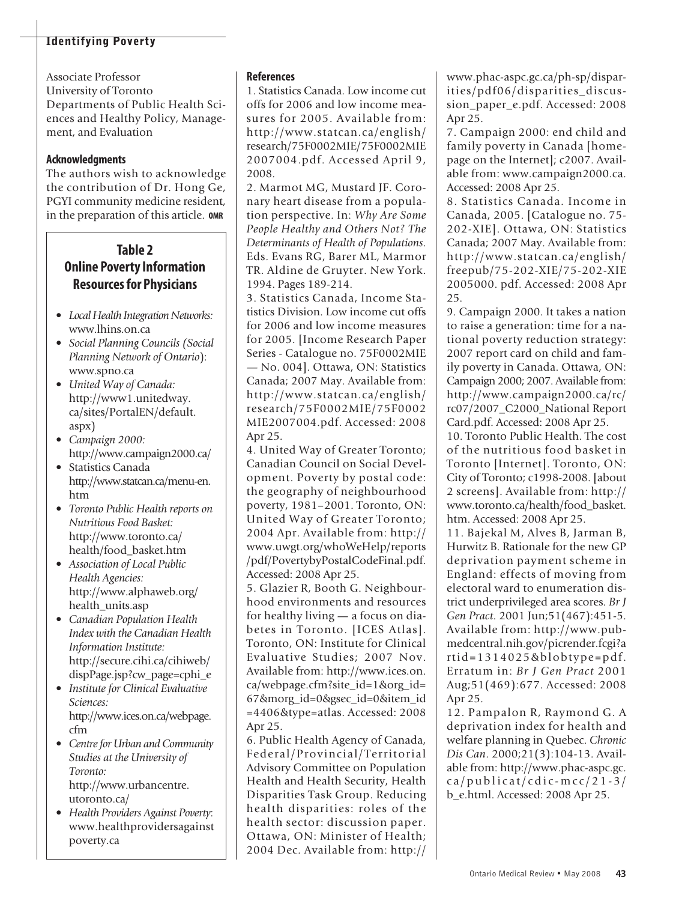Associate Professor
University of Toronto
Departments of Public Health Sciences and Healthy Policy, Management, and Evaluation

### Acknowledgments

The authors wish to acknowledge the contribution of Dr. Hong Ge, PGYI community medicine resident, in the preparation of this article. OMR

## Table 2
## Online Poverty Information Resources for Physicians

- *Local Health Integration Networks:* www.lhins.on.ca
- *Social Planning Councils (Social Planning Network of Ontario)*: www.spno.ca
- *United Way of Canada:* http://www1.unitedway.ca/sites/PortalEN/default.aspx)
- *Campaign 2000:* http://www.campaign2000.ca/
- Statistics Canada http://www.statcan.ca/menu-en.htm
- *Toronto Public Health reports on Nutritious Food Basket:* http://www.toronto.ca/health/food_basket.htm
- *Association of Local Public Health Agencies:* http://www.alphaweb.org/health_units.asp
- *Canadian Population Health Index with the Canadian Health Information Institute:* http://secure.cihi.ca/cihiweb/dispPage.jsp?cw_page=cphi_e
- *Institute for Clinical Evaluative Sciences:* http://www.ices.on.ca/webpage.cfm
- *Centre for Urban and Community Studies at the University of Toronto:* http://www.urbancentre.utoronto.ca/
- *Health Providers Against Poverty*: www.healthprovidersagainstpoverty.ca

### References

1. Statistics Canada. Low income cut offs for 2006 and low income measures for 2005. Available from: http://www.statcan.ca/english/research/75F0002MIE/75F0002MIE2007004.pdf. Accessed April 9, 2008.
2. Marmot MG, Mustard JF. Coronary heart disease from a population perspective. In: *Why Are Some People Healthy and Others Not? The Determinants of Health of Populations*. Eds. Evans RG, Barer ML, Marmor TR. Aldine de Gruyter. New York. 1994. Pages 189-214.
3. Statistics Canada, Income Statistics Division. Low income cut offs for 2006 and low income measures for 2005. [Income Research Paper Series - Catalogue no. 75F0002MIE — No. 004]. Ottawa, ON: Statistics Canada; 2007 May. Available from: http://www.statcan.ca/english/research/75F0002MIE/75F0002MIE2007004.pdf. Accessed: 2008 Apr 25.
4. United Way of Greater Toronto; Canadian Council on Social Development. Poverty by postal code: the geography of neighbourhood poverty, 1981–2001. Toronto, ON: United Way of Greater Toronto; 2004 Apr. Available from: http://www.uwgt.org/whoWeHelp/reports/pdf/PovertybyPostalCodeFinal.pdf. Accessed: 2008 Apr 25.
5. Glazier R, Booth G. Neighbourhood environments and resources for healthy living — a focus on diabetes in Toronto. [ICES Atlas]. Toronto, ON: Institute for Clinical Evaluative Studies; 2007 Nov. Available from: http://www.ices.on.ca/webpage.cfm?site_id=1&org_id=67&morg_id=0&gsec_id=0&item_id=4406&type=atlas. Accessed: 2008 Apr 25.
6. Public Health Agency of Canada, Federal/Provincial/Territorial Advisory Committee on Population Health and Health Security, Health Disparities Task Group. Reducing health disparities: roles of the health sector: discussion paper. Ottawa, ON: Minister of Health; 2004 Dec. Available from: http://www.phac-aspc.gc.ca/ph-sp/disparities/pdf06/disparities_discussion_paper_e.pdf. Accessed: 2008 Apr 25.
7. Campaign 2000: end child and family poverty in Canada [homepage on the Internet]; c2007. Available from: www.campaign2000.ca. Accessed: 2008 Apr 25.
8. Statistics Canada. Income in Canada, 2005. [Catalogue no. 75-202-XIE]. Ottawa, ON: Statistics Canada; 2007 May. Available from: http://www.statcan.ca/english/freepub/75-202-XIE/75-202-XIE2005000. pdf. Accessed: 2008 Apr 25.
9. Campaign 2000. It takes a nation to raise a generation: time for a national poverty reduction strategy: 2007 report card on child and family poverty in Canada. Ottawa, ON: Campaign 2000; 2007. Available from: http://www.campaign2000.ca/rc/rc07/2007_C2000_National Report Card.pdf. Accessed: 2008 Apr 25.
10. Toronto Public Health. The cost of the nutritious food basket in Toronto [Internet]. Toronto, ON: City of Toronto; c1998-2008. [about 2 screens]. Available from: http://www.toronto.ca/health/food_basket.htm. Accessed: 2008 Apr 25.
11. Bajekal M, Alves B, Jarman B, Hurwitz B. Rationale for the new GP deprivation payment scheme in England: effects of moving from electoral ward to enumeration district underprivileged area scores. *Br J Gen Pract*. 2001 Jun;51(467):451-5. Available from: http://www.pubmedcentral.nih.gov/picrender.fcgi?artid=1314025&blobtype=pdf. Erratum in: *Br J Gen Pract* 2001 Aug;51(469):677. Accessed: 2008 Apr 25.
12. Pampalon R, Raymond G. A deprivation index for health and welfare planning in Quebec. *Chronic Dis Can*. 2000;21(3):104-13. Available from: http://www.phac-aspc.gc.ca/publicat/cdic-mcc/21-3/b_e.html. Accessed: 2008 Apr 25.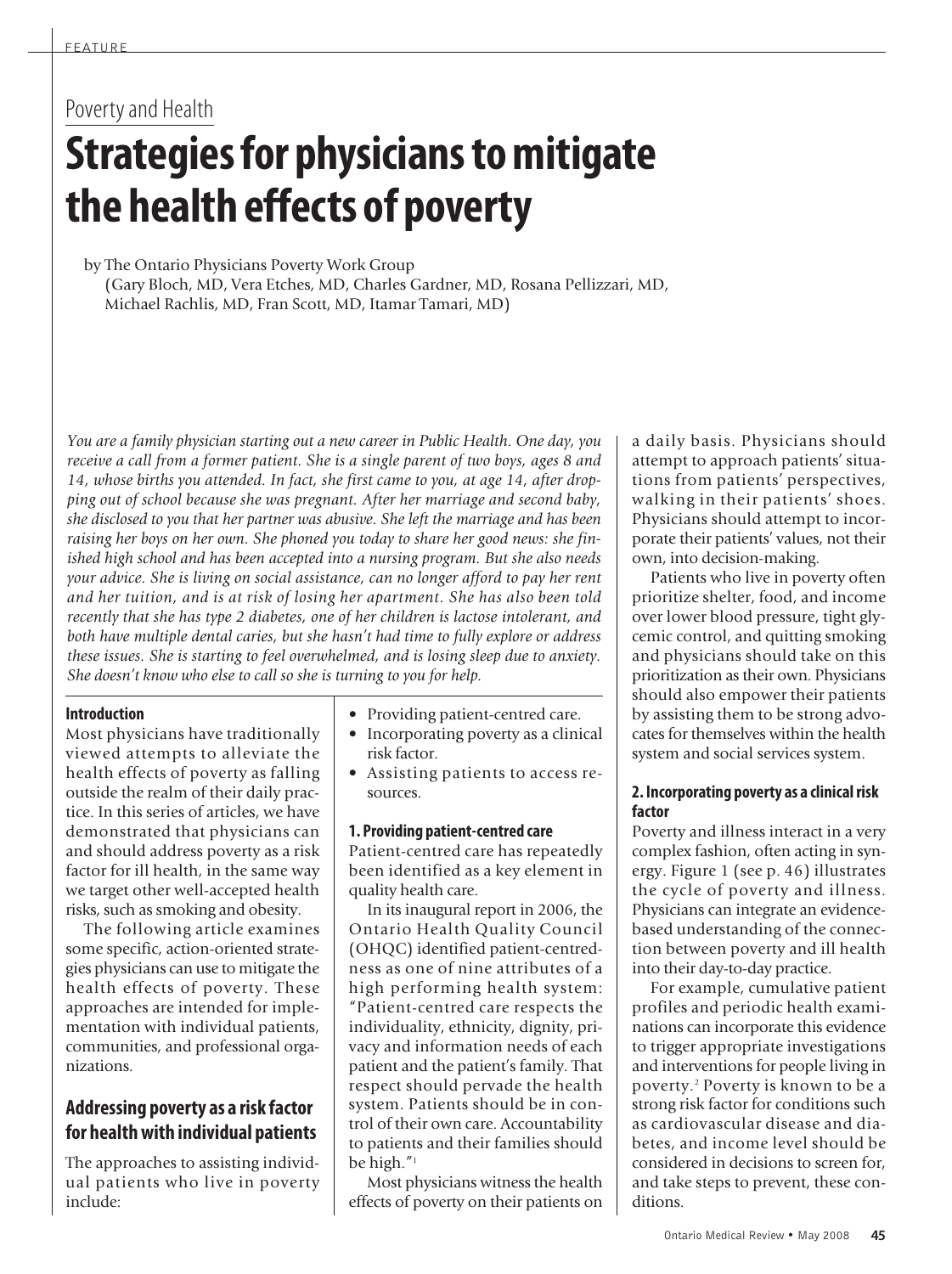Poverty and Health

# Strategies for physicians to mitigate the health effects of poverty

by The Ontario Physicians Poverty Work Group
(Gary Bloch, MD, Vera Etches, MD, Charles Gardner, MD, Rosana Pellizzari, MD, Michael Rachlis, MD, Fran Scott, MD, Itamar Tamari, MD)

*You are a family physician starting out a new career in Public Health. One day, you receive a call from a former patient. She is a single parent of two boys, ages 8 and 14, whose births you attended. In fact, she first came to you, at age 14, after dropping out of school because she was pregnant. After her marriage and second baby, she disclosed to you that her partner was abusive. She left the marriage and has been raising her boys on her own. She phoned you today to share her good news: she finished high school and has been accepted into a nursing program. But she also needs your advice. She is living on social assistance, can no longer afford to pay her rent and her tuition, and is at risk of losing her apartment. She has also been told recently that she has type 2 diabetes, one of her children is lactose intolerant, and both have multiple dental caries, but she hasn't had time to fully explore or address these issues. She is starting to feel overwhelmed, and is losing sleep due to anxiety. She doesn't know who else to call so she is turning to you for help.*

**Introduction**

Most physicians have traditionally viewed attempts to alleviate the health effects of poverty as falling outside the realm of their daily practice. In this series of articles, we have demonstrated that physicians can and should address poverty as a risk factor for ill health, in the same way we target other well-accepted health risks, such as smoking and obesity.

The following article examines some specific, action-oriented strategies physicians can use to mitigate the health effects of poverty. These approaches are intended for implementation with individual patients, communities, and professional organizations.

## Addressing poverty as a risk factor for health with individual patients

The approaches to assisting individual patients who live in poverty include:

- Providing patient-centred care.
- Incorporating poverty as a clinical risk factor.
- Assisting patients to access resources.

**1. Providing patient-centred care**

Patient-centred care has repeatedly been identified as a key element in quality health care.

In its inaugural report in 2006, the Ontario Health Quality Council (OHQC) identified patient-centredness as one of nine attributes of a high performing health system: "Patient-centred care respects the individuality, ethnicity, dignity, privacy and information needs of each patient and the patient's family. That respect should pervade the health system. Patients should be in control of their own care. Accountability to patients and their families should be high."[1]

Most physicians witness the health effects of poverty on their patients on a daily basis. Physicians should attempt to approach patients' situations from patients' perspectives, walking in their patients' shoes. Physicians should attempt to incorporate their patients' values, not their own, into decision-making.

Patients who live in poverty often prioritize shelter, food, and income over lower blood pressure, tight glycemic control, and quitting smoking and physicians should take on this prioritization as their own. Physicians should also empower their patients by assisting them to be strong advocates for themselves within the health system and social services system.

**2. Incorporating poverty as a clinical risk factor**

Poverty and illness interact in a very complex fashion, often acting in synergy. Figure 1 (see p. 46) illustrates the cycle of poverty and illness. Physicians can integrate an evidence-based understanding of the connection between poverty and ill health into their day-to-day practice.

For example, cumulative patient profiles and periodic health examinations can incorporate this evidence to trigger appropriate investigations and interventions for people living in poverty.[2] Poverty is known to be a strong risk factor for conditions such as cardiovascular disease and diabetes, and income level should be considered in decisions to screen for, and take steps to prevent, these conditions.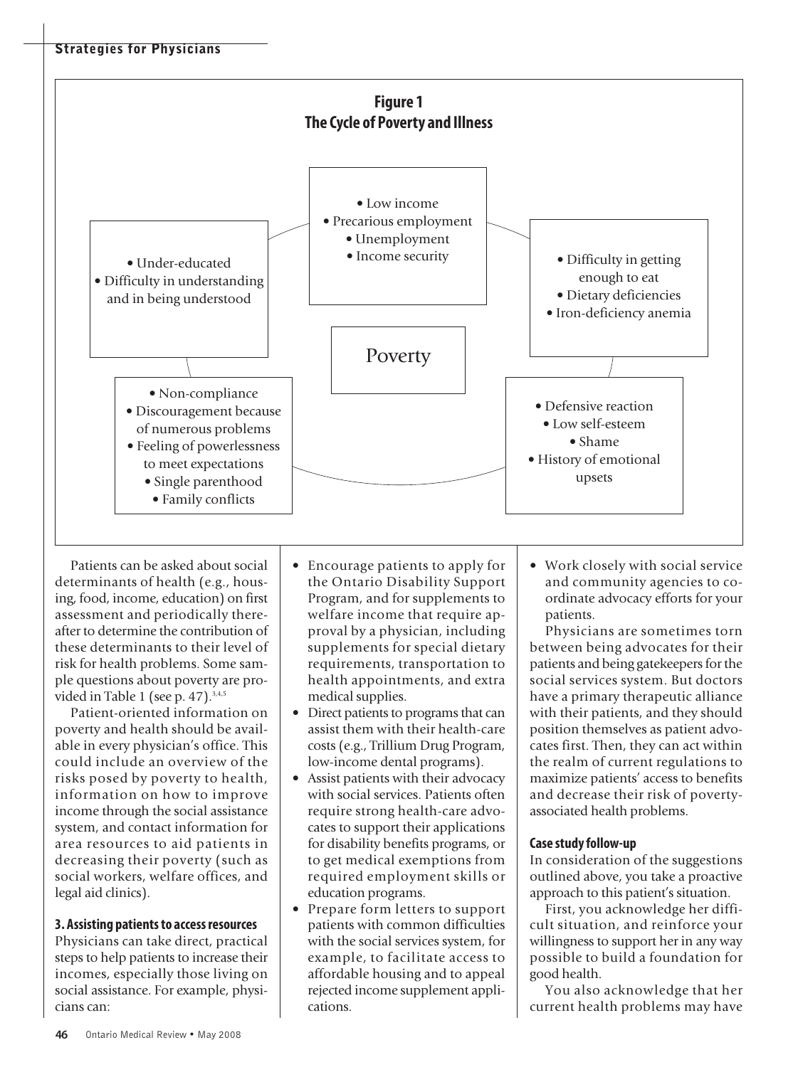**Figure 1**
**The Cycle of Poverty and Illness**

Poverty

- Low income
- Precarious employment
- Unemployment
- Income security

- Difficulty in getting enough to eat
- Dietary deficiencies
- Iron-deficiency anemia

- Defensive reaction
- Low self-esteem
- Shame
- History of emotional upsets

- Non-compliance
- Discouragement because of numerous problems
- Feeling of powerlessness to meet expectations
- Single parenthood
- Family conflicts

- Under-educated
- Difficulty in understanding and in being understood

Patients can be asked about social determinants of health (e.g., housing, food, income, education) on first assessment and periodically thereafter to determine the contribution of these determinants to their level of risk for health problems. Some sample questions about poverty are provided in Table 1 (see p. 47).[3,4,5]

Patient-oriented information on poverty and health should be available in every physician's office. This could include an overview of the risks posed by poverty to health, information on how to improve income through the social assistance system, and contact information for area resources to aid patients in decreasing their poverty (such as social workers, welfare offices, and legal aid clinics).

### 3. Assisting patients to access resources

Physicians can take direct, practical steps to help patients to increase their incomes, especially those living on social assistance. For example, physicians can:

- Encourage patients to apply for the Ontario Disability Support Program, and for supplements to welfare income that require approval by a physician, including supplements for special dietary requirements, transportation to health appointments, and extra medical supplies.
- Direct patients to programs that can assist them with their health-care costs (e.g., Trillium Drug Program, low-income dental programs).
- Assist patients with their advocacy with social services. Patients often require strong health-care advocates to support their applications for disability benefits programs, or to get medical exemptions from required employment skills or education programs.
- Prepare form letters to support patients with common difficulties with the social services system, for example, to facilitate access to affordable housing and to appeal rejected income supplement applications.
- Work closely with social service and community agencies to coordinate advocacy efforts for your patients.

Physicians are sometimes torn between being advocates for their patients and being gatekeepers for the social services system. But doctors have a primary therapeutic alliance with their patients, and they should position themselves as patient advocates first. Then, they can act within the realm of current regulations to maximize patients' access to benefits and decrease their risk of poverty-associated health problems.

### Case study follow-up

In consideration of the suggestions outlined above, you take a proactive approach to this patient's situation.

First, you acknowledge her difficult situation, and reinforce your willingness to support her in any way possible to build a foundation for good health.

You also acknowledge that her current health problems may have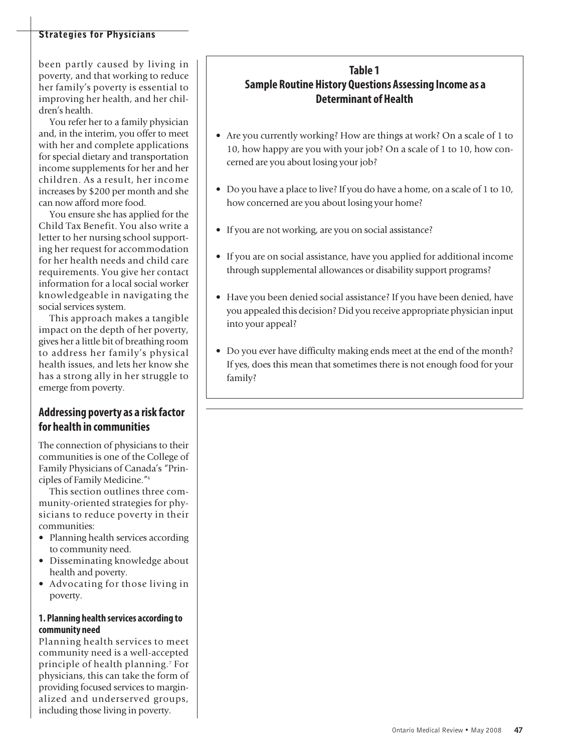been partly caused by living in poverty, and that working to reduce her family's poverty is essential to improving her health, and her children's health.

You refer her to a family physician and, in the interim, you offer to meet with her and complete applications for special dietary and transportation income supplements for her and her children. As a result, her income increases by $200 per month and she can now afford more food.

You ensure she has applied for the Child Tax Benefit. You also write a letter to her nursing school supporting her request for accommodation for her health needs and child care requirements. You give her contact information for a local social worker knowledgeable in navigating the social services system.

This approach makes a tangible impact on the depth of her poverty, gives her a little bit of breathing room to address her family's physical health issues, and lets her know she has a strong ally in her struggle to emerge from poverty.

## Addressing poverty as a risk factor for health in communities

The connection of physicians to their communities is one of the College of Family Physicians of Canada's "Principles of Family Medicine."[6]

This section outlines three community-oriented strategies for physicians to reduce poverty in their communities:

- Planning health services according to community need.
- Disseminating knowledge about health and poverty.
- Advocating for those living in poverty.

### 1. Planning health services according to community need

Planning health services to meet community need is a well-accepted principle of health planning.[7] For physicians, this can take the form of providing focused services to marginalized and underserved groups, including those living in poverty.

**Table 1**
**Sample Routine History Questions Assessing Income as a Determinant of Health**

- Are you currently working? How are things at work? On a scale of 1 to 10, how happy are you with your job? On a scale of 1 to 10, how concerned are you about losing your job?
- Do you have a place to live? If you do have a home, on a scale of 1 to 10, how concerned are you about losing your home?
- If you are not working, are you on social assistance?
- If you are on social assistance, have you applied for additional income through supplemental allowances or disability support programs?
- Have you been denied social assistance? If you have been denied, have you appealed this decision? Did you receive appropriate physician input into your appeal?
- Do you ever have difficulty making ends meet at the end of the month? If yes, does this mean that sometimes there is not enough food for your family?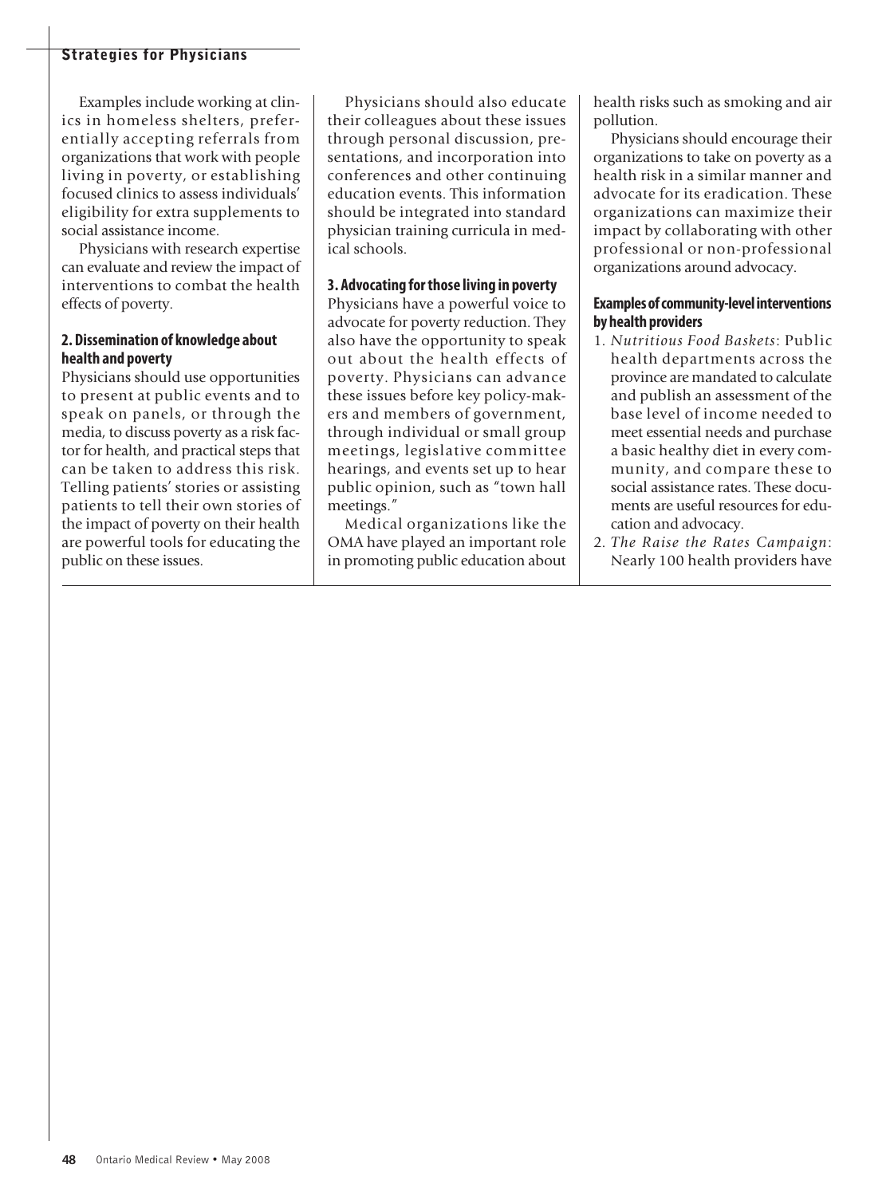Examples include working at clinics in homeless shelters, preferentially accepting referrals from organizations that work with people living in poverty, or establishing focused clinics to assess individuals' eligibility for extra supplements to social assistance income.

Physicians with research expertise can evaluate and review the impact of interventions to combat the health effects of poverty.

**2. Dissemination of knowledge about health and poverty**

Physicians should use opportunities to present at public events and to speak on panels, or through the media, to discuss poverty as a risk factor for health, and practical steps that can be taken to address this risk. Telling patients' stories or assisting patients to tell their own stories of the impact of poverty on their health are powerful tools for educating the public on these issues.

Physicians should also educate their colleagues about these issues through personal discussion, presentations, and incorporation into conferences and other continuing education events. This information should be integrated into standard physician training curricula in medical schools.

**3. Advocating for those living in poverty**

Physicians have a powerful voice to advocate for poverty reduction. They also have the opportunity to speak out about the health effects of poverty. Physicians can advance these issues before key policy-makers and members of government, through individual or small group meetings, legislative committee hearings, and events set up to hear public opinion, such as "town hall meetings."

Medical organizations like the OMA have played an important role in promoting public education about health risks such as smoking and air pollution.

Physicians should encourage their organizations to take on poverty as a health risk in a similar manner and advocate for its eradication. These organizations can maximize their impact by collaborating with other professional or non-professional organizations around advocacy.

**Examples of community-level interventions by health providers**

1. *Nutritious Food Baskets*: Public health departments across the province are mandated to calculate and publish an assessment of the base level of income needed to meet essential needs and purchase a basic healthy diet in every community, and compare these to social assistance rates. These documents are useful resources for education and advocacy.
2. *The Raise the Rates Campaign*: Nearly 100 health providers have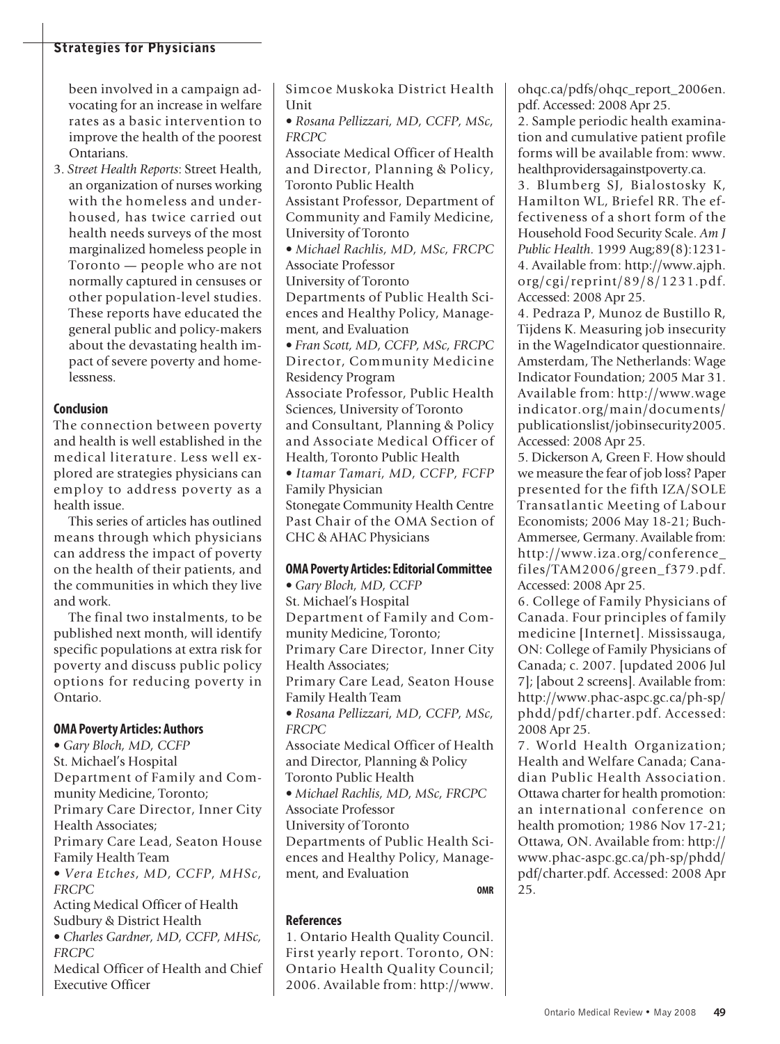been involved in a campaign advocating for an increase in welfare rates as a basic intervention to improve the health of the poorest Ontarians.

3. *Street Health Reports*: Street Health, an organization of nurses working with the homeless and underhoused, has twice carried out health needs surveys of the most marginalized homeless people in Toronto — people who are not normally captured in censuses or other population-level studies. These reports have educated the general public and policy-makers about the devastating health impact of severe poverty and homelessness.

## Conclusion

The connection between poverty and health is well established in the medical literature. Less well explored are strategies physicians can employ to address poverty as a health issue.

This series of articles has outlined means through which physicians can address the impact of poverty on the health of their patients, and the communities in which they live and work.

The final two instalments, to be published next month, will identify specific populations at extra risk for poverty and discuss public policy options for reducing poverty in Ontario.

## OMA Poverty Articles: Authors

- *Gary Bloch, MD, CCFP*
  St. Michael's Hospital
  Department of Family and Community Medicine, Toronto;
  Primary Care Director, Inner City Health Associates;
  Primary Care Lead, Seaton House Family Health Team
- *Vera Etches, MD, CCFP, MHSc, FRCPC*
  Acting Medical Officer of Health
  Sudbury & District Health
- *Charles Gardner, MD, CCFP, MHSc, FRCPC*
  Medical Officer of Health and Chief Executive Officer
  Simcoe Muskoka District Health Unit
- *Rosana Pellizzari, MD, CCFP, MSc, FRCPC*
  Associate Medical Officer of Health and Director, Planning & Policy, Toronto Public Health
  Assistant Professor, Department of Community and Family Medicine, University of Toronto
- *Michael Rachlis, MD, MSc, FRCPC*
  Associate Professor
  University of Toronto
  Departments of Public Health Sciences and Healthy Policy, Management, and Evaluation
- *Fran Scott, MD, CCFP, MSc, FRCPC*
  Director, Community Medicine Residency Program
  Associate Professor, Public Health Sciences, University of Toronto and Consultant, Planning & Policy and Associate Medical Officer of Health, Toronto Public Health
- *Itamar Tamari, MD, CCFP, FCFP*
  Family Physician
  Stonegate Community Health Centre
  Past Chair of the OMA Section of CHC & AHAC Physicians

## OMA Poverty Articles: Editorial Committee

- *Gary Bloch, MD, CCFP*
  St. Michael's Hospital
  Department of Family and Community Medicine, Toronto;
  Primary Care Director, Inner City Health Associates;
  Primary Care Lead, Seaton House Family Health Team
- *Rosana Pellizzari, MD, CCFP, MSc, FRCPC*
  Associate Medical Officer of Health and Director, Planning & Policy
  Toronto Public Health
- *Michael Rachlis, MD, MSc, FRCPC*
  Associate Professor
  University of Toronto
  Departments of Public Health Sciences and Healthy Policy, Management, and Evaluation

OMR

## References

1. Ontario Health Quality Council. First yearly report. Toronto, ON: Ontario Health Quality Council; 2006. Available from: http://www.ohqc.ca/pdfs/ohqc_report_2006en.pdf. Accessed: 2008 Apr 25.
2. Sample periodic health examination and cumulative patient profile forms will be available from: www.healthprovidersagainstpoverty.ca.
3. Blumberg SJ, Bialostosky K, Hamilton WL, Briefel RR. The effectiveness of a short form of the Household Food Security Scale. *Am J Public Health*. 1999 Aug;89(8):1231-4. Available from: http://www.ajph.org/cgi/reprint/89/8/1231.pdf. Accessed: 2008 Apr 25.
4. Pedraza P, Munoz de Bustillo R, Tijdens K. Measuring job insecurity in the WageIndicator questionnaire. Amsterdam, The Netherlands: Wage Indicator Foundation; 2005 Mar 31. Available from: http://www.wageindicator.org/main/documents/publicationslist/jobinsecurity2005. Accessed: 2008 Apr 25.
5. Dickerson A, Green F. How should we measure the fear of job loss? Paper presented for the fifth IZA/SOLE Transatlantic Meeting of Labour Economists; 2006 May 18-21; Buch-Ammersee, Germany. Available from: http://www.iza.org/conference_files/TAM2006/green_f379.pdf. Accessed: 2008 Apr 25.
6. College of Family Physicians of Canada. Four principles of family medicine [Internet]. Mississauga, ON: College of Family Physicians of Canada; c. 2007. [updated 2006 Jul 7]; [about 2 screens]. Available from: http://www.phac-aspc.gc.ca/ph-sp/phdd/pdf/charter.pdf. Accessed: 2008 Apr 25.
7. World Health Organization; Health and Welfare Canada; Canadian Public Health Association. Ottawa charter for health promotion: an international conference on health promotion; 1986 Nov 17-21; Ottawa, ON. Available from: http://www.phac-aspc.gc.ca/ph-sp/phdd/pdf/charter.pdf. Accessed: 2008 Apr 25.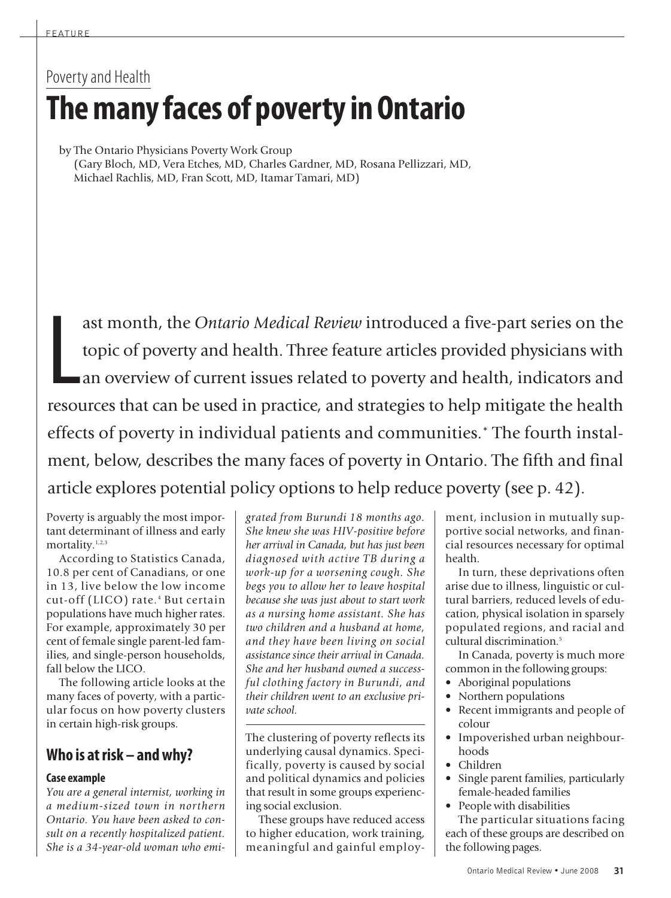Poverty and Health

# The many faces of poverty in Ontario

by The Ontario Physicians Poverty Work Group
(Gary Bloch, MD, Vera Etches, MD, Charles Gardner, MD, Rosana Pellizzari, MD, Michael Rachlis, MD, Fran Scott, MD, Itamar Tamari, MD)

Last month, the *Ontario Medical Review* introduced a five-part series on the topic of poverty and health. Three feature articles provided physicians with an overview of current issues related to poverty and health, indicators and resources that can be used in practice, and strategies to help mitigate the health effects of poverty in individual patients and communities.* The fourth instalment, below, describes the many faces of poverty in Ontario. The fifth and final article explores potential policy options to help reduce poverty (see p. 42).

Poverty is arguably the most important determinant of illness and early mortality.[1,2,3]

According to Statistics Canada, 10.8 per cent of Canadians, or one in 13, live below the low income cut-off (LICO) rate.[4] But certain populations have much higher rates. For example, approximately 30 per cent of female single parent-led families, and single-person households, fall below the LICO.

The following article looks at the many faces of poverty, with a particular focus on how poverty clusters in certain high-risk groups.

## Who is at risk – and why?

### Case example

*You are a general internist, working in a medium-sized town in northern Ontario. You have been asked to consult on a recently hospitalized patient. She is a 34-year-old woman who emigrated from Burundi 18 months ago. She knew she was HIV-positive before her arrival in Canada, but has just been diagnosed with active TB during a work-up for a worsening cough. She begs you to allow her to leave hospital because she was just about to start work as a nursing home assistant. She has two children and a husband at home, and they have been living on social assistance since their arrival in Canada. She and her husband owned a successful clothing factory in Burundi, and their children went to an exclusive private school.*

The clustering of poverty reflects its underlying causal dynamics. Specifically, poverty is caused by social and political dynamics and policies that result in some groups experiencing social exclusion.

These groups have reduced access to higher education, work training, meaningful and gainful employment, inclusion in mutually supportive social networks, and financial resources necessary for optimal health.

In turn, these deprivations often arise due to illness, linguistic or cultural barriers, reduced levels of education, physical isolation in sparsely populated regions, and racial and cultural discrimination.[5]

In Canada, poverty is much more common in the following groups:

- Aboriginal populations
- Northern populations
- Recent immigrants and people of colour
- Impoverished urban neighbourhoods
- Children
- Single parent families, particularly female-headed families
- People with disabilities

The particular situations facing each of these groups are described on the following pages.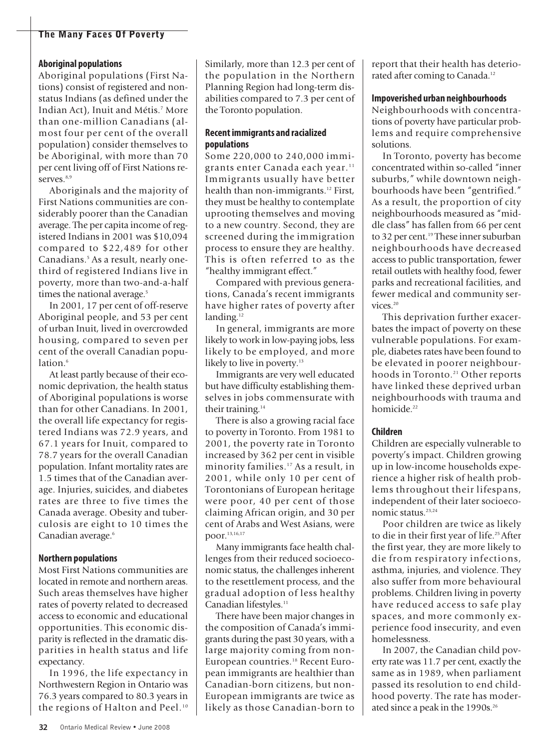## Aboriginal populations

Aboriginal populations (First Nations) consist of registered and non-status Indians (as defined under the Indian Act), Inuit and Métis.[7] More than one-million Canadians (almost four per cent of the overall population) consider themselves to be Aboriginal, with more than 70 per cent living off of First Nations reserves.[8,9]

Aboriginals and the majority of First Nations communities are considerably poorer than the Canadian average. The per capita income of registered Indians in 2001 was $10,094 compared to $22,489 for other Canadians.[5] As a result, nearly one-third of registered Indians live in poverty, more than two-and-a-half times the national average.[5]

In 2001, 17 per cent of off-reserve Aboriginal people, and 53 per cent of urban Inuit, lived in overcrowded housing, compared to seven per cent of the overall Canadian population.[6]

At least partly because of their economic deprivation, the health status of Aboriginal populations is worse than for other Canadians. In 2001, the overall life expectancy for registered Indians was 72.9 years, and 67.1 years for Inuit, compared to 78.7 years for the overall Canadian population. Infant mortality rates are 1.5 times that of the Canadian average. Injuries, suicides, and diabetes rates are three to five times the Canada average. Obesity and tuberculosis are eight to 10 times the Canadian average.[6]

## Northern populations

Most First Nations communities are located in remote and northern areas. Such areas themselves have higher rates of poverty related to decreased access to economic and educational opportunities. This economic disparity is reflected in the dramatic disparities in health status and life expectancy.

In 1996, the life expectancy in Northwestern Region in Ontario was 76.3 years compared to 80.3 years in the regions of Halton and Peel.[10] Similarly, more than 12.3 per cent of the population in the Northern Planning Region had long-term disabilities compared to 7.3 per cent of the Toronto population.

## Recent immigrants and racialized populations

Some 220,000 to 240,000 immigrants enter Canada each year.[11] Immigrants usually have better health than non-immigrants.[12] First, they must be healthy to contemplate uprooting themselves and moving to a new country. Second, they are screened during the immigration process to ensure they are healthy. This is often referred to as the "healthy immigrant effect."

Compared with previous generations, Canada's recent immigrants have higher rates of poverty after landing.[12]

In general, immigrants are more likely to work in low-paying jobs, less likely to be employed, and more likely to live in poverty.[13]

Immigrants are very well educated but have difficulty establishing themselves in jobs commensurate with their training.[14]

There is also a growing racial face to poverty in Toronto. From 1981 to 2001, the poverty rate in Toronto increased by 362 per cent in visible minority families.[17] As a result, in 2001, while only 10 per cent of Torontonians of European heritage were poor, 40 per cent of those claiming African origin, and 30 per cent of Arabs and West Asians, were poor.[13,16,17]

Many immigrants face health challenges from their reduced socioeconomic status, the challenges inherent to the resettlement process, and the gradual adoption of less healthy Canadian lifestyles.[11]

There have been major changes in the composition of Canada's immigrants during the past 30 years, with a large majority coming from non-European countries.[18] Recent European immigrants are healthier than Canadian-born citizens, but non-European immigrants are twice as likely as those Canadian-born to report that their health has deteriorated after coming to Canada.[12]

## Impoverished urban neighbourhoods

Neighbourhoods with concentrations of poverty have particular problems and require comprehensive solutions.

In Toronto, poverty has become concentrated within so-called "inner suburbs," while downtown neighbourhoods have been "gentrified." As a result, the proportion of city neighbourhoods measured as "middle class" has fallen from 66 per cent to 32 per cent.[19] These inner suburban neighbourhoods have decreased access to public transportation, fewer retail outlets with healthy food, fewer parks and recreational facilities, and fewer medical and community services.[20]

This deprivation further exacerbates the impact of poverty on these vulnerable populations. For example, diabetes rates have been found to be elevated in poorer neighbourhoods in Toronto.[21] Other reports have linked these deprived urban neighbourhoods with trauma and homicide.[22]

## Children

Children are especially vulnerable to poverty's impact. Children growing up in low-income households experience a higher risk of health problems throughout their lifespans, independent of their later socioeconomic status.[23,24]

Poor children are twice as likely to die in their first year of life.[25] After the first year, they are more likely to die from respiratory infections, asthma, injuries, and violence. They also suffer from more behavioural problems. Children living in poverty have reduced access to safe play spaces, and more commonly experience food insecurity, and even homelessness.

In 2007, the Canadian child poverty rate was 11.7 per cent, exactly the same as in 1989, when parliament passed its resolution to end childhood poverty. The rate has moderated since a peak in the 1990s.[26]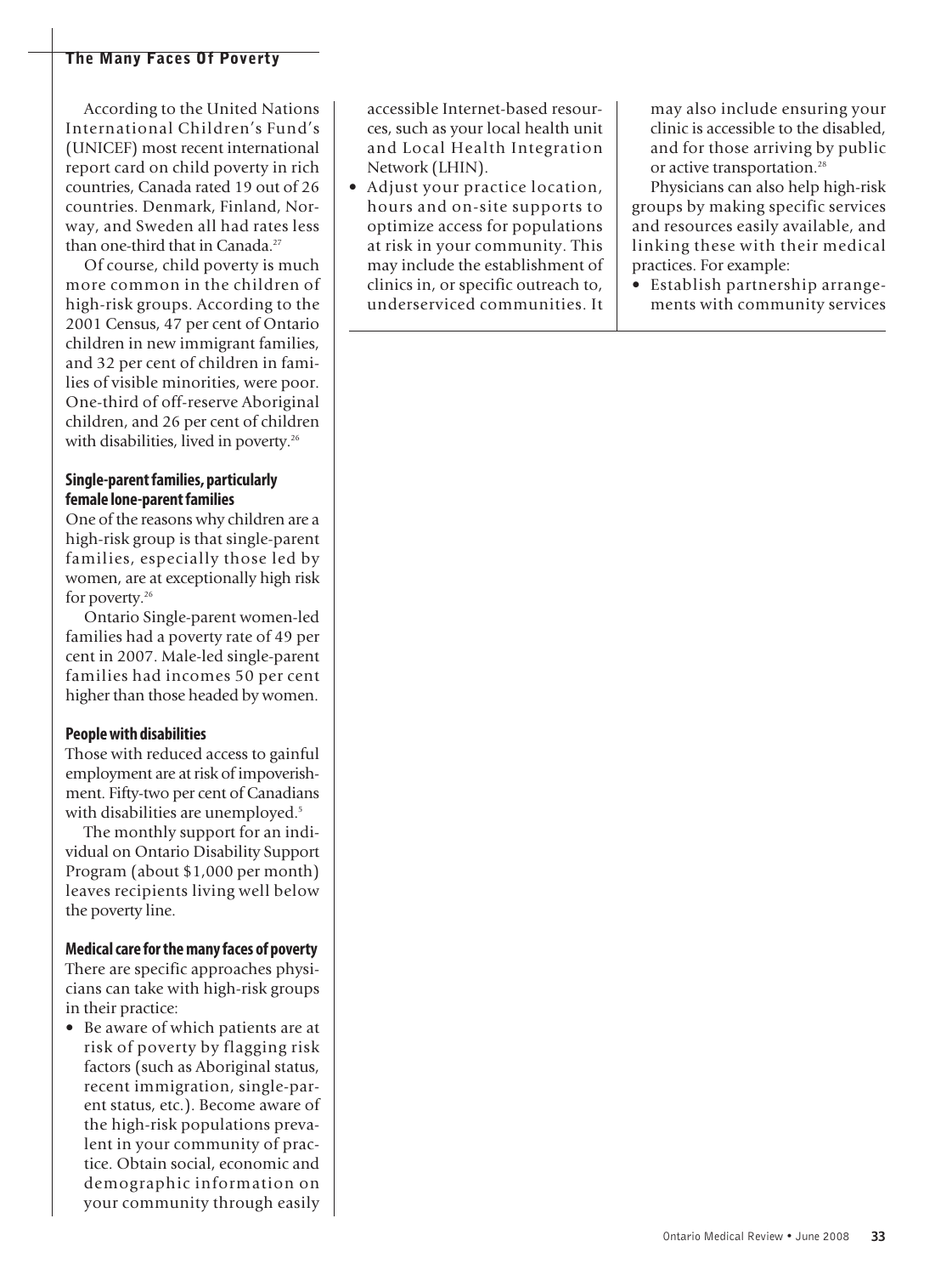According to the United Nations International Children's Fund's (UNICEF) most recent international report card on child poverty in rich countries, Canada rated 19 out of 26 countries. Denmark, Finland, Norway, and Sweden all had rates less than one-third that in Canada.[27]

Of course, child poverty is much more common in the children of high-risk groups. According to the 2001 Census, 47 per cent of Ontario children in new immigrant families, and 32 per cent of children in families of visible minorities, were poor. One-third of off-reserve Aboriginal children, and 26 per cent of children with disabilities, lived in poverty.[26]

#### Single-parent families, particularly female lone-parent families

One of the reasons why children are a high-risk group is that single-parent families, especially those led by women, are at exceptionally high risk for poverty.[26]

Ontario Single-parent women-led families had a poverty rate of 49 per cent in 2007. Male-led single-parent families had incomes 50 per cent higher than those headed by women.

#### People with disabilities

Those with reduced access to gainful employment are at risk of impoverishment. Fifty-two per cent of Canadians with disabilities are unemployed.[5]

The monthly support for an individual on Ontario Disability Support Program (about $1,000 per month) leaves recipients living well below the poverty line.

#### Medical care for the many faces of poverty

There are specific approaches physicians can take with high-risk groups in their practice:

- Be aware of which patients are at risk of poverty by flagging risk factors (such as Aboriginal status, recent immigration, single-parent status, etc.). Become aware of the high-risk populations prevalent in your community of practice. Obtain social, economic and demographic information on your community through easily accessible Internet-based resources, such as your local health unit and Local Health Integration Network (LHIN).
- Adjust your practice location, hours and on-site supports to optimize access for populations at risk in your community. This may include the establishment of clinics in, or specific outreach to, underserviced communities. It may also include ensuring your clinic is accessible to the disabled, and for those arriving by public or active transportation.[28]

Physicians can also help high-risk groups by making specific services and resources easily available, and linking these with their medical practices. For example:

- Establish partnership arrangements with community services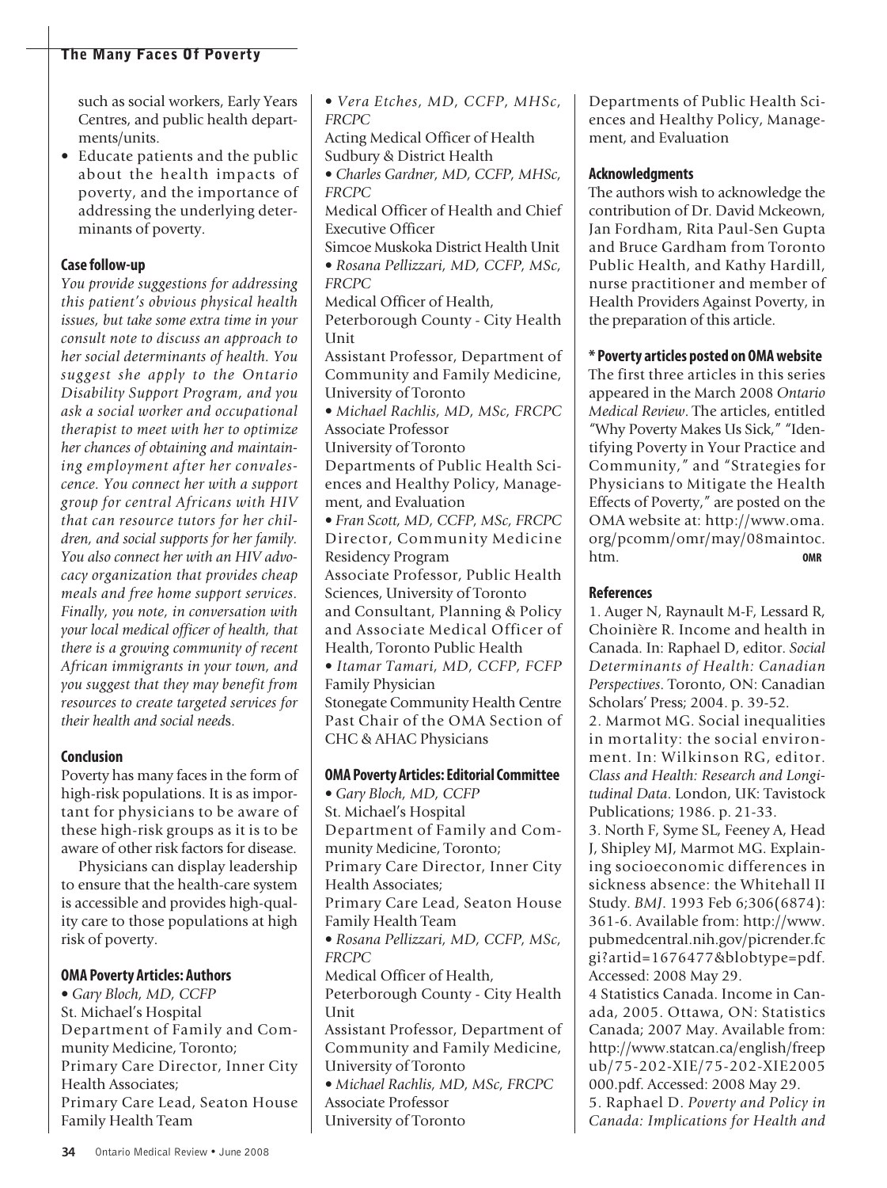such as social workers, Early Years Centres, and public health departments/units.

- Educate patients and the public about the health impacts of poverty, and the importance of addressing the underlying determinants of poverty.

### Case follow-up

*You provide suggestions for addressing this patient's obvious physical health issues, but take some extra time in your consult note to discuss an approach to her social determinants of health. You suggest she apply to the Ontario Disability Support Program, and you ask a social worker and occupational therapist to meet with her to optimize her chances of obtaining and maintaining employment after her convalescence. You connect her with a support group for central Africans with HIV that can resource tutors for her children, and social supports for her family. You also connect her with an HIV advocacy organization that provides cheap meals and free home support services. Finally, you note, in conversation with your local medical officer of health, that there is a growing community of recent African immigrants in your town, and you suggest that they may benefit from resources to create targeted services for their health and social need*s.

### Conclusion

Poverty has many faces in the form of high-risk populations. It is as important for physicians to be aware of these high-risk groups as it is to be aware of other risk factors for disease.

Physicians can display leadership to ensure that the health-care system is accessible and provides high-quality care to those populations at high risk of poverty.

### OMA Poverty Articles: Authors

- *Gary Bloch, MD, CCFP*
St. Michael's Hospital
Department of Family and Community Medicine, Toronto;
Primary Care Director, Inner City Health Associates;
Primary Care Lead, Seaton House Family Health Team
- *Vera Etches, MD, CCFP, MHSc, FRCPC*
Acting Medical Officer of Health
Sudbury & District Health
- *Charles Gardner, MD, CCFP, MHSc, FRCPC*
Medical Officer of Health and Chief Executive Officer
Simcoe Muskoka District Health Unit
- *Rosana Pellizzari, MD, CCFP, MSc, FRCPC*
Medical Officer of Health,
Peterborough County - City Health Unit
Assistant Professor, Department of Community and Family Medicine, University of Toronto
- *Michael Rachlis, MD, MSc, FRCPC*
Associate Professor
University of Toronto
Departments of Public Health Sciences and Healthy Policy, Management, and Evaluation
- *Fran Scott, MD, CCFP, MSc, FRCPC*
Director, Community Medicine Residency Program
Associate Professor, Public Health Sciences, University of Toronto
and Consultant, Planning & Policy and Associate Medical Officer of Health, Toronto Public Health
- *Itamar Tamari, MD, CCFP, FCFP*
Family Physician
Stonegate Community Health Centre
Past Chair of the OMA Section of CHC & AHAC Physicians

### OMA Poverty Articles: Editorial Committee

- *Gary Bloch, MD, CCFP*
St. Michael's Hospital
Department of Family and Community Medicine, Toronto;
Primary Care Director, Inner City Health Associates;
Primary Care Lead, Seaton House Family Health Team
- *Rosana Pellizzari, MD, CCFP, MSc, FRCPC*
Medical Officer of Health,
Peterborough County - City Health Unit
Assistant Professor, Department of Community and Family Medicine, University of Toronto
- *Michael Rachlis, MD, MSc, FRCPC*
Associate Professor
University of Toronto
Departments of Public Health Sciences and Healthy Policy, Management, and Evaluation

### Acknowledgments

The authors wish to acknowledge the contribution of Dr. David Mckeown, Jan Fordham, Rita Paul-Sen Gupta and Bruce Gardham from Toronto Public Health, and Kathy Hardill, nurse practitioner and member of Health Providers Against Poverty, in the preparation of this article.

### * Poverty articles posted on OMA website

The first three articles in this series appeared in the March 2008 *Ontario Medical Review*. The articles, entitled "Why Poverty Makes Us Sick," "Identifying Poverty in Your Practice and Community," and "Strategies for Physicians to Mitigate the Health Effects of Poverty," are posted on the OMA website at: http://www.oma.org/pcomm/omr/may/08maintoc.htm. **OMR**

### References

1. Auger N, Raynault M-F, Lessard R, Choinière R. Income and health in Canada. In: Raphael D, editor. *Social Determinants of Health: Canadian Perspectives*. Toronto, ON: Canadian Scholars' Press; 2004. p. 39-52.
2. Marmot MG. Social inequalities in mortality: the social environment. In: Wilkinson RG, editor. *Class and Health: Research and Longitudinal Data*. London, UK: Tavistock Publications; 1986. p. 21-33.
3. North F, Syme SL, Feeney A, Head J, Shipley MJ, Marmot MG. Explaining socioeconomic differences in sickness absence: the Whitehall II Study. *BMJ*. 1993 Feb 6;306(6874): 361-6. Available from: http://www.pubmedcentral.nih.gov/picrender.fcgi?artid=1676477&blobtype=pdf. Accessed: 2008 May 29.
4 Statistics Canada. Income in Canada, 2005. Ottawa, ON: Statistics Canada; 2007 May. Available from: http://www.statcan.ca/english/freepub/75-202-XIE/75-202-XIE2005000.pdf. Accessed: 2008 May 29.
5. Raphael D. *Poverty and Policy in Canada: Implications for Health and*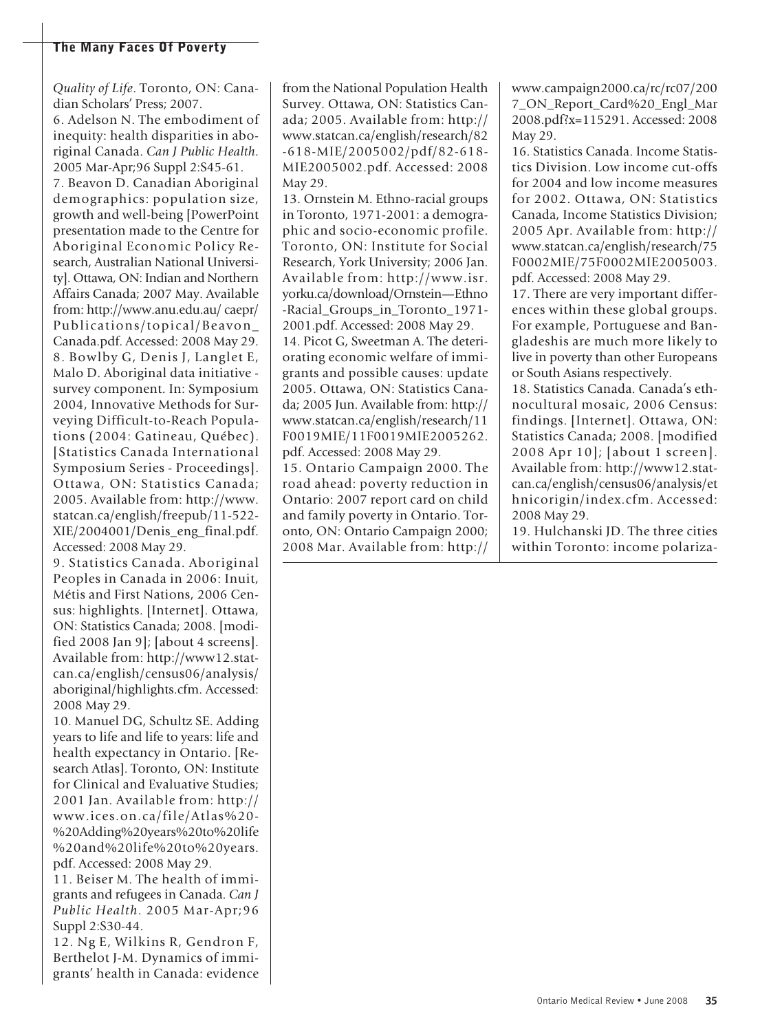*Quality of Life*. Toronto, ON: Canadian Scholars' Press; 2007.

6. Adelson N. The embodiment of inequity: health disparities in aboriginal Canada. *Can J Public Health*. 2005 Mar-Apr;96 Suppl 2:S45-61.

7. Beavon D. Canadian Aboriginal demographics: population size, growth and well-being [PowerPoint presentation made to the Centre for Aboriginal Economic Policy Research, Australian National University]. Ottawa, ON: Indian and Northern Affairs Canada; 2007 May. Available from: http://www.anu.edu.au/ caepr/Publications/topical/Beavon_Canada.pdf. Accessed: 2008 May 29.

8. Bowlby G, Denis J, Langlet E, Malo D. Aboriginal data initiative - survey component. In: Symposium 2004, Innovative Methods for Surveying Difficult-to-Reach Populations (2004: Gatineau, Québec). [Statistics Canada International Symposium Series - Proceedings]. Ottawa, ON: Statistics Canada; 2005. Available from: http://www.statcan.ca/english/freepub/11-522-XIE/2004001/Denis_eng_final.pdf. Accessed: 2008 May 29.

9. Statistics Canada. Aboriginal Peoples in Canada in 2006: Inuit, Métis and First Nations, 2006 Census: highlights. [Internet]. Ottawa, ON: Statistics Canada; 2008. [modified 2008 Jan 9]; [about 4 screens]. Available from: http://www12.statcan.ca/english/census06/analysis/aboriginal/highlights.cfm. Accessed: 2008 May 29.

10. Manuel DG, Schultz SE. Adding years to life and life to years: life and health expectancy in Ontario. [Research Atlas]. Toronto, ON: Institute for Clinical and Evaluative Studies; 2001 Jan. Available from: http://www.ices.on.ca/file/Atlas%20-%20Adding%20years%20to%20life%20and%20life%20to%20years.pdf. Accessed: 2008 May 29.

11. Beiser M. The health of immigrants and refugees in Canada. *Can J Public Health*. 2005 Mar-Apr;96 Suppl 2:S30-44.

12. Ng E, Wilkins R, Gendron F, Berthelot J-M. Dynamics of immigrants' health in Canada: evidence from the National Population Health Survey. Ottawa, ON: Statistics Canada; 2005. Available from: http://www.statcan.ca/english/research/82-618-MIE/2005002/pdf/82-618-MIE2005002.pdf. Accessed: 2008 May 29.

13. Ornstein M. Ethno-racial groups in Toronto, 1971-2001: a demographic and socio-economic profile. Toronto, ON: Institute for Social Research, York University; 2006 Jan. Available from: http://www.isr.yorku.ca/download/Ornstein—Ethno-Racial_Groups_in_Toronto_1971-2001.pdf. Accessed: 2008 May 29.

14. Picot G, Sweetman A. The deteriorating economic welfare of immigrants and possible causes: update 2005. Ottawa, ON: Statistics Canada; 2005 Jun. Available from: http://www.statcan.ca/english/research/11F0019MIE/11F0019MIE2005262.pdf. Accessed: 2008 May 29.

15. Ontario Campaign 2000. The road ahead: poverty reduction in Ontario: 2007 report card on child and family poverty in Ontario. Toronto, ON: Ontario Campaign 2000; 2008 Mar. Available from: http://www.campaign2000.ca/rc/rc07/2007_ON_Report_Card%20_Engl_Mar2008.pdf?x=115291. Accessed: 2008 May 29.

16. Statistics Canada. Income Statistics Division. Low income cut-offs for 2004 and low income measures for 2002. Ottawa, ON: Statistics Canada, Income Statistics Division; 2005 Apr. Available from: http://www.statcan.ca/english/research/75F0002MIE/75F0002MIE2005003.pdf. Accessed: 2008 May 29.

17. There are very important differences within these global groups. For example, Portuguese and Bangladeshis are much more likely to live in poverty than other Europeans or South Asians respectively.

18. Statistics Canada. Canada's ethnocultural mosaic, 2006 Census: findings. [Internet]. Ottawa, ON: Statistics Canada; 2008. [modified 2008 Apr 10]; [about 1 screen]. Available from: http://www12.statcan.ca/english/census06/analysis/ethnicorigin/index.cfm. Accessed: 2008 May 29.

19. Hulchanski JD. The three cities within Toronto: income polariza-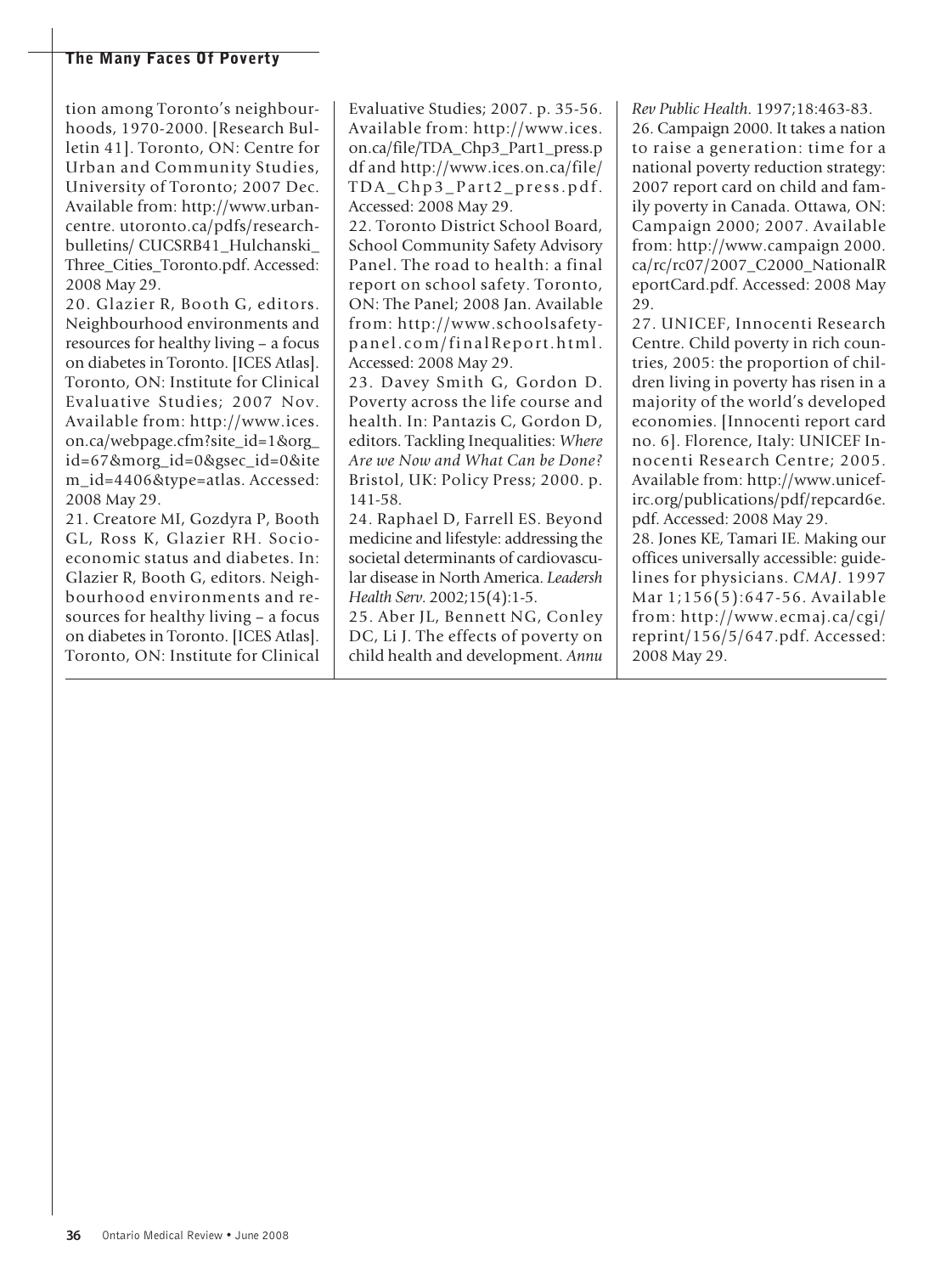tion among Toronto's neighbourhoods, 1970-2000. [Research Bulletin 41]. Toronto, ON: Centre for Urban and Community Studies, University of Toronto; 2007 Dec. Available from: http://www.urbancentre. utoronto.ca/pdfs/researchbulletins/ CUCSRB41_Hulchanski_Three_Cities_Toronto.pdf. Accessed: 2008 May 29.

20. Glazier R, Booth G, editors. Neighbourhood environments and resources for healthy living – a focus on diabetes in Toronto. [ICES Atlas]. Toronto, ON: Institute for Clinical Evaluative Studies; 2007 Nov. Available from: http://www.ices.on.ca/webpage.cfm?site_id=1&org_id=67&morg_id=0&gsec_id=0&item_id=4406&type=atlas. Accessed: 2008 May 29.

21. Creatore MI, Gozdyra P, Booth GL, Ross K, Glazier RH. Socioeconomic status and diabetes. In: Glazier R, Booth G, editors. Neighbourhood environments and resources for healthy living – a focus on diabetes in Toronto. [ICES Atlas]. Toronto, ON: Institute for Clinical Evaluative Studies; 2007. p. 35-56. Available from: http://www.ices.on.ca/file/TDA_Chp3_Part1_press.pdf and http://www.ices.on.ca/file/TDA_Chp3_Part2_press.pdf. Accessed: 2008 May 29.

22. Toronto District School Board, School Community Safety Advisory Panel. The road to health: a final report on school safety. Toronto, ON: The Panel; 2008 Jan. Available from: http://www.schoolsafetypanel.com/finalReport.html. Accessed: 2008 May 29.

23. Davey Smith G, Gordon D. Poverty across the life course and health. In: Pantazis C, Gordon D, editors. Tackling Inequalities: *Where Are we Now and What Can be Done?* Bristol, UK: Policy Press; 2000. p. 141-58.

24. Raphael D, Farrell ES. Beyond medicine and lifestyle: addressing the societal determinants of cardiovascular disease in North America. *Leadersh Health Serv*. 2002;15(4):1-5.

25. Aber JL, Bennett NG, Conley DC, Li J. The effects of poverty on child health and development. *Annu Rev Public Health*. 1997;18:463-83.

26. Campaign 2000. It takes a nation to raise a generation: time for a national poverty reduction strategy: 2007 report card on child and family poverty in Canada. Ottawa, ON: Campaign 2000; 2007. Available from: http://www.campaign 2000.ca/rc/rc07/2007_C2000_NationalReportCard.pdf. Accessed: 2008 May 29.

27. UNICEF, Innocenti Research Centre. Child poverty in rich countries, 2005: the proportion of children living in poverty has risen in a majority of the world's developed economies. [Innocenti report card no. 6]. Florence, Italy: UNICEF Innocenti Research Centre; 2005. Available from: http://www.unicef-irc.org/publications/pdf/repcard6e.pdf. Accessed: 2008 May 29.

28. Jones KE, Tamari IE. Making our offices universally accessible: guidelines for physicians. *CMAJ*. 1997 Mar 1;156(5):647-56. Available from: http://www.ecmaj.ca/cgi/reprint/156/5/647.pdf. Accessed: 2008 May 29.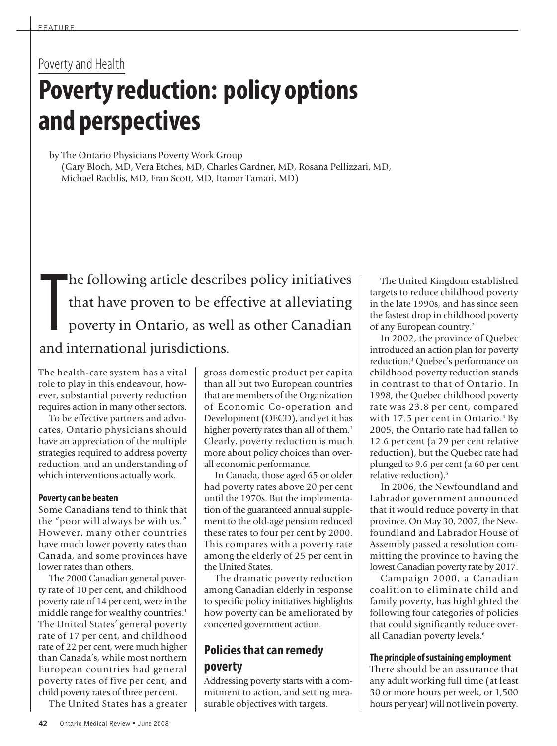Poverty and Health

# Poverty reduction: policy options and perspectives

by The Ontario Physicians Poverty Work Group
(Gary Bloch, MD, Vera Etches, MD, Charles Gardner, MD, Rosana Pellizzari, MD, Michael Rachlis, MD, Fran Scott, MD, Itamar Tamari, MD)

The following article describes policy initiatives that have proven to be effective at alleviating poverty in Ontario, as well as other Canadian and international jurisdictions.

The health-care system has a vital role to play in this endeavour, however, substantial poverty reduction requires action in many other sectors.

To be effective partners and advocates, Ontario physicians should have an appreciation of the multiple strategies required to address poverty reduction, and an understanding of which interventions actually work.

#### Poverty can be beaten

Some Canadians tend to think that the "poor will always be with us." However, many other countries have much lower poverty rates than Canada, and some provinces have lower rates than others.

The 2000 Canadian general poverty rate of 10 per cent, and childhood poverty rate of 14 per cent, were in the middle range for wealthy countries.[1] The United States' general poverty rate of 17 per cent, and childhood rate of 22 per cent, were much higher than Canada's, while most northern European countries had general poverty rates of five per cent, and child poverty rates of three per cent.

The United States has a greater gross domestic product per capita than all but two European countries that are members of the Organization of Economic Co-operation and Development (OECD), and yet it has higher poverty rates than all of them.[1] Clearly, poverty reduction is much more about policy choices than overall economic performance.

In Canada, those aged 65 or older had poverty rates above 20 per cent until the 1970s. But the implementation of the guaranteed annual supplement to the old-age pension reduced these rates to four per cent by 2000. This compares with a poverty rate among the elderly of 25 per cent in the United States.

The dramatic poverty reduction among Canadian elderly in response to specific policy initiatives highlights how poverty can be ameliorated by concerted government action.

## Policies that can remedy poverty

Addressing poverty starts with a commitment to action, and setting measurable objectives with targets.

The United Kingdom established targets to reduce childhood poverty in the late 1990s, and has since seen the fastest drop in childhood poverty of any European country.[2]

In 2002, the province of Quebec introduced an action plan for poverty reduction.[3] Quebec's performance on childhood poverty reduction stands in contrast to that of Ontario. In 1998, the Quebec childhood poverty rate was 23.8 per cent, compared with 17.5 per cent in Ontario.[4] By 2005, the Ontario rate had fallen to 12.6 per cent (a 29 per cent relative reduction), but the Quebec rate had plunged to 9.6 per cent (a 60 per cent relative reduction).[5]

In 2006, the Newfoundland and Labrador government announced that it would reduce poverty in that province. On May 30, 2007, the Newfoundland and Labrador House of Assembly passed a resolution committing the province to having the lowest Canadian poverty rate by 2017.

Campaign 2000, a Canadian coalition to eliminate child and family poverty, has highlighted the following four categories of policies that could significantly reduce overall Canadian poverty levels.[6]

#### The principle of sustaining employment

There should be an assurance that any adult working full time (at least 30 or more hours per week, or 1,500 hours per year) will not live in poverty.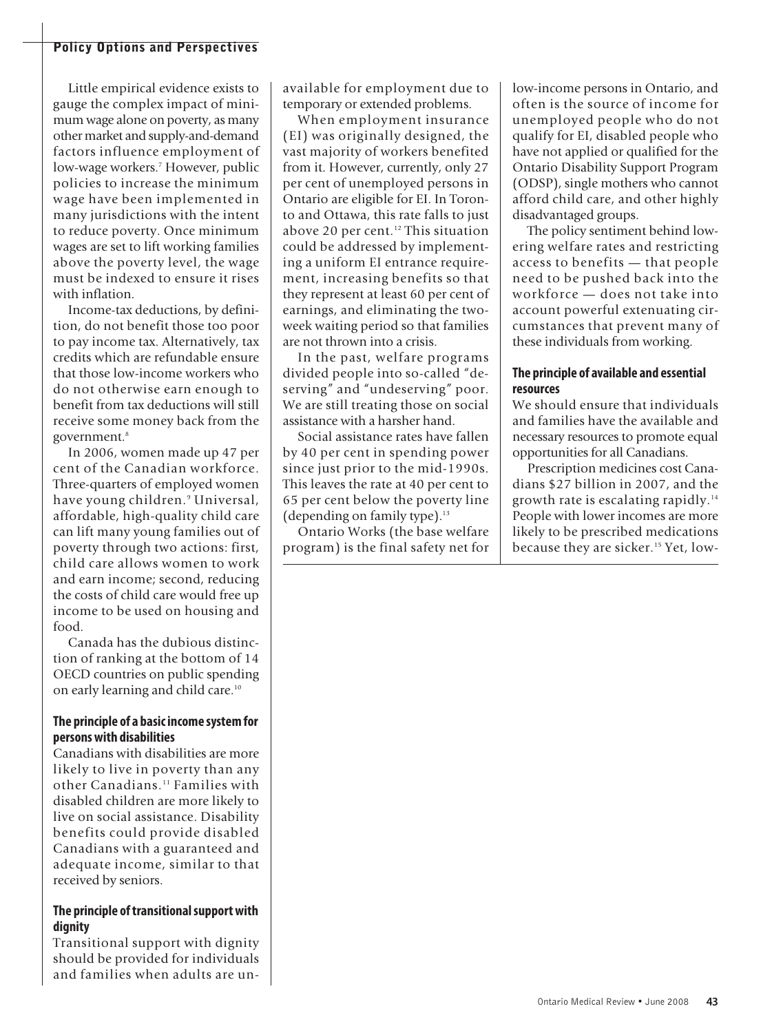Little empirical evidence exists to gauge the complex impact of minimum wage alone on poverty, as many other market and supply-and-demand factors influence employment of low-wage workers.[7] However, public policies to increase the minimum wage have been implemented in many jurisdictions with the intent to reduce poverty. Once minimum wages are set to lift working families above the poverty level, the wage must be indexed to ensure it rises with inflation.

Income-tax deductions, by definition, do not benefit those too poor to pay income tax. Alternatively, tax credits which are refundable ensure that those low-income workers who do not otherwise earn enough to benefit from tax deductions will still receive some money back from the government.[8]

In 2006, women made up 47 per cent of the Canadian workforce. Three-quarters of employed women have young children.[9] Universal, affordable, high-quality child care can lift many young families out of poverty through two actions: first, child care allows women to work and earn income; second, reducing the costs of child care would free up income to be used on housing and food.

Canada has the dubious distinction of ranking at the bottom of 14 OECD countries on public spending on early learning and child care.[10]

### The principle of a basic income system for persons with disabilities

Canadians with disabilities are more likely to live in poverty than any other Canadians.[11] Families with disabled children are more likely to live on social assistance. Disability benefits could provide disabled Canadians with a guaranteed and adequate income, similar to that received by seniors.

### The principle of transitional support with dignity

Transitional support with dignity should be provided for individuals and families when adults are unavailable for employment due to temporary or extended problems.

When employment insurance (EI) was originally designed, the vast majority of workers benefited from it. However, currently, only 27 per cent of unemployed persons in Ontario are eligible for EI. In Toronto and Ottawa, this rate falls to just above 20 per cent.[12] This situation could be addressed by implementing a uniform EI entrance requirement, increasing benefits so that they represent at least 60 per cent of earnings, and eliminating the two-week waiting period so that families are not thrown into a crisis.

In the past, welfare programs divided people into so-called "deserving" and "undeserving" poor. We are still treating those on social assistance with a harsher hand.

Social assistance rates have fallen by 40 per cent in spending power since just prior to the mid-1990s. This leaves the rate at 40 per cent to 65 per cent below the poverty line (depending on family type).[13]

Ontario Works (the base welfare program) is the final safety net for low-income persons in Ontario, and often is the source of income for unemployed people who do not qualify for EI, disabled people who have not applied or qualified for the Ontario Disability Support Program (ODSP), single mothers who cannot afford child care, and other highly disadvantaged groups.

The policy sentiment behind lowering welfare rates and restricting access to benefits — that people need to be pushed back into the workforce — does not take into account powerful extenuating circumstances that prevent many of these individuals from working.

### The principle of available and essential resources

We should ensure that individuals and families have the available and necessary resources to promote equal opportunities for all Canadians.

Prescription medicines cost Canadians $27 billion in 2007, and the growth rate is escalating rapidly.[14] People with lower incomes are more likely to be prescribed medications because they are sicker.[15] Yet, low-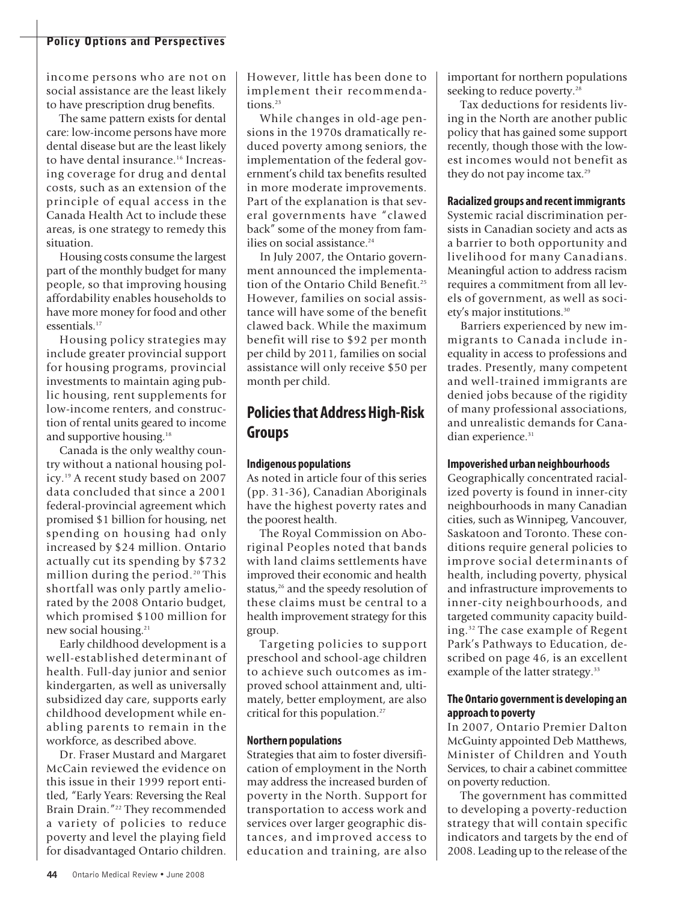income persons who are not on social assistance are the least likely to have prescription drug benefits.

The same pattern exists for dental care: low-income persons have more dental disease but are the least likely to have dental insurance.[16] Increasing coverage for drug and dental costs, such as an extension of the principle of equal access in the Canada Health Act to include these areas, is one strategy to remedy this situation.

Housing costs consume the largest part of the monthly budget for many people, so that improving housing affordability enables households to have more money for food and other essentials.[17]

Housing policy strategies may include greater provincial support for housing programs, provincial investments to maintain aging public housing, rent supplements for low-income renters, and construction of rental units geared to income and supportive housing.[18]

Canada is the only wealthy country without a national housing policy.[19] A recent study based on 2007 data concluded that since a 2001 federal-provincial agreement which promised $1 billion for housing, net spending on housing had only increased by $24 million. Ontario actually cut its spending by $732 million during the period.[20] This shortfall was only partly ameliorated by the 2008 Ontario budget, which promised $100 million for new social housing.[21]

Early childhood development is a well-established determinant of health. Full-day junior and senior kindergarten, as well as universally subsidized day care, supports early childhood development while enabling parents to remain in the workforce, as described above.

Dr. Fraser Mustard and Margaret McCain reviewed the evidence on this issue in their 1999 report entitled, "Early Years: Reversing the Real Brain Drain."[22] They recommended a variety of policies to reduce poverty and level the playing field for disadvantaged Ontario children. However, little has been done to implement their recommendations.[23]

While changes in old-age pensions in the 1970s dramatically reduced poverty among seniors, the implementation of the federal government's child tax benefits resulted in more moderate improvements. Part of the explanation is that several governments have "clawed back" some of the money from families on social assistance.[24]

In July 2007, the Ontario government announced the implementation of the Ontario Child Benefit.[25] However, families on social assistance will have some of the benefit clawed back. While the maximum benefit will rise to $92 per month per child by 2011, families on social assistance will only receive $50 per month per child.

## Policies that Address High-Risk Groups

### Indigenous populations

As noted in article four of this series (pp. 31-36), Canadian Aboriginals have the highest poverty rates and the poorest health.

The Royal Commission on Aboriginal Peoples noted that bands with land claims settlements have improved their economic and health status,[26] and the speedy resolution of these claims must be central to a health improvement strategy for this group.

Targeting policies to support preschool and school-age children to achieve such outcomes as improved school attainment and, ultimately, better employment, are also critical for this population.[27]

### Northern populations

Strategies that aim to foster diversification of employment in the North may address the increased burden of poverty in the North. Support for transportation to access work and services over larger geographic distances, and improved access to education and training, are also important for northern populations seeking to reduce poverty.[28]

Tax deductions for residents living in the North are another public policy that has gained some support recently, though those with the lowest incomes would not benefit as they do not pay income tax.[29]

### Racialized groups and recent immigrants

Systemic racial discrimination persists in Canadian society and acts as a barrier to both opportunity and livelihood for many Canadians. Meaningful action to address racism requires a commitment from all levels of government, as well as society's major institutions.[30]

Barriers experienced by new immigrants to Canada include inequality in access to professions and trades. Presently, many competent and well-trained immigrants are denied jobs because of the rigidity of many professional associations, and unrealistic demands for Canadian experience.[31]

### Impoverished urban neighbourhoods

Geographically concentrated racialized poverty is found in inner-city neighbourhoods in many Canadian cities, such as Winnipeg, Vancouver, Saskatoon and Toronto. These conditions require general policies to improve social determinants of health, including poverty, physical and infrastructure improvements to inner-city neighbourhoods, and targeted community capacity building.[32] The case example of Regent Park's Pathways to Education, described on page 46, is an excellent example of the latter strategy.[33]

### The Ontario government is developing an approach to poverty

In 2007, Ontario Premier Dalton McGuinty appointed Deb Matthews, Minister of Children and Youth Services, to chair a cabinet committee on poverty reduction.

The government has committed to developing a poverty-reduction strategy that will contain specific indicators and targets by the end of 2008. Leading up to the release of the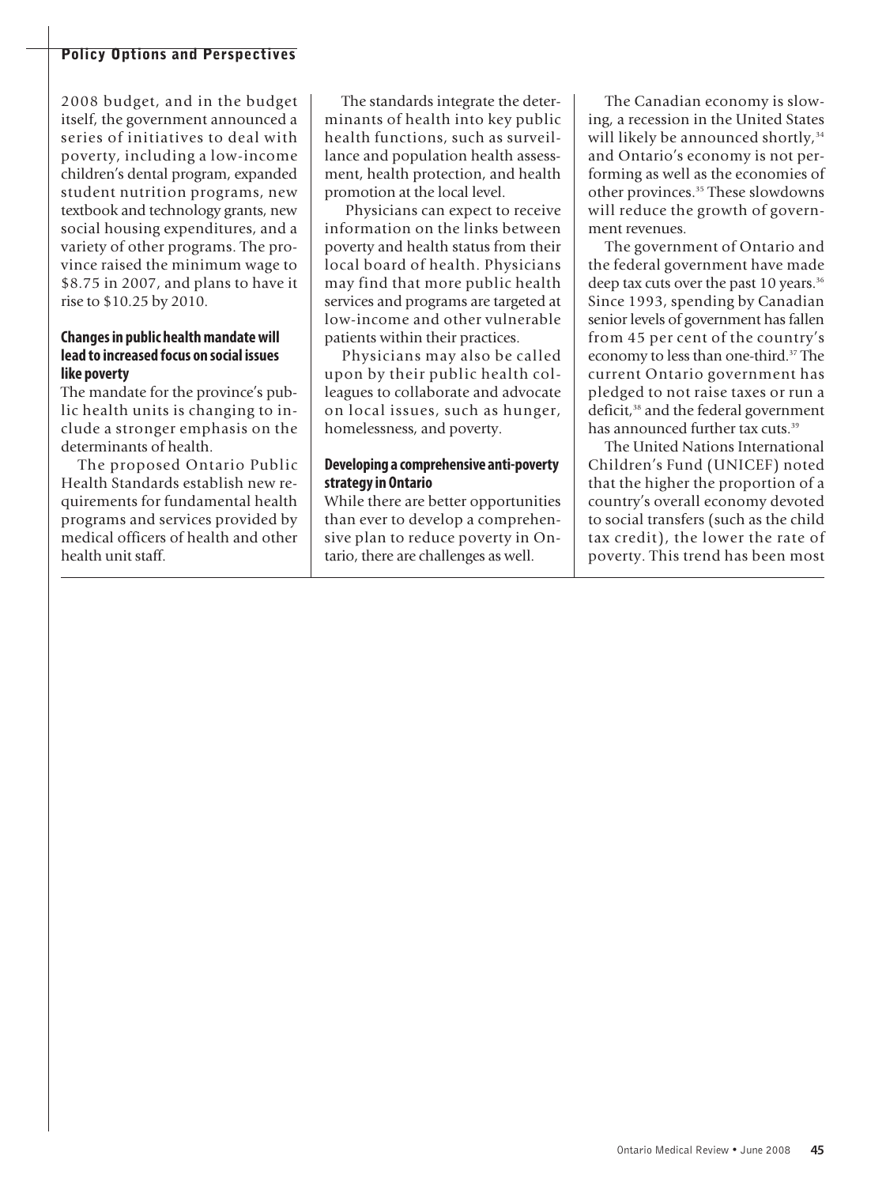2008 budget, and in the budget itself, the government announced a series of initiatives to deal with poverty, including a low-income children's dental program, expanded student nutrition programs, new textbook and technology grants, new social housing expenditures, and a variety of other programs. The province raised the minimum wage to $8.75 in 2007, and plans to have it rise to $10.25 by 2010.

### Changes in public health mandate will lead to increased focus on social issues like poverty

The mandate for the province's public health units is changing to include a stronger emphasis on the determinants of health.

The proposed Ontario Public Health Standards establish new requirements for fundamental health programs and services provided by medical officers of health and other health unit staff.

The standards integrate the determinants of health into key public health functions, such as surveillance and population health assessment, health protection, and health promotion at the local level.

Physicians can expect to receive information on the links between poverty and health status from their local board of health. Physicians may find that more public health services and programs are targeted at low-income and other vulnerable patients within their practices.

Physicians may also be called upon by their public health colleagues to collaborate and advocate on local issues, such as hunger, homelessness, and poverty.

### Developing a comprehensive anti-poverty strategy in Ontario

While there are better opportunities than ever to develop a comprehensive plan to reduce poverty in Ontario, there are challenges as well.

The Canadian economy is slowing, a recession in the United States will likely be announced shortly,[34] and Ontario's economy is not performing as well as the economies of other provinces.[35] These slowdowns will reduce the growth of government revenues.

The government of Ontario and the federal government have made deep tax cuts over the past 10 years.[36] Since 1993, spending by Canadian senior levels of government has fallen from 45 per cent of the country's economy to less than one-third.[37] The current Ontario government has pledged to not raise taxes or run a deficit,[38] and the federal government has announced further tax cuts.[39]

The United Nations International Children's Fund (UNICEF) noted that the higher the proportion of a country's overall economy devoted to social transfers (such as the child tax credit), the lower the rate of poverty. This trend has been most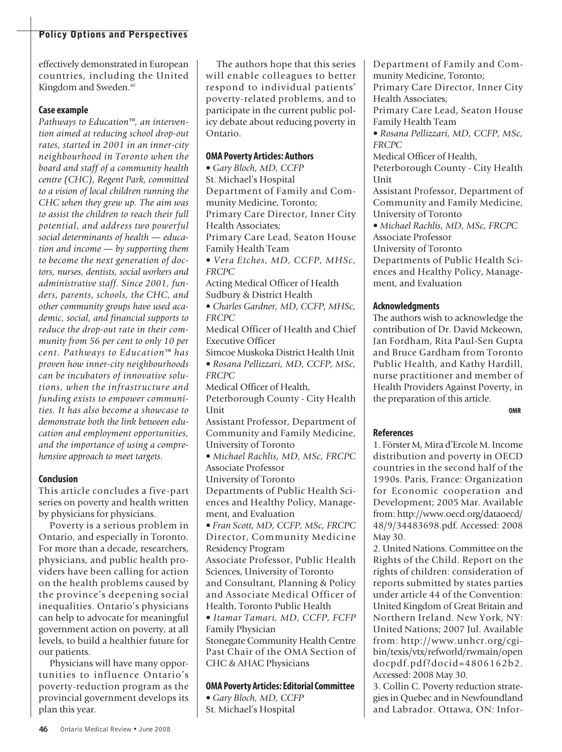effectively demonstrated in European countries, including the United Kingdom and Sweden.[40]

### Case example

*Pathways to Education™, an intervention aimed at reducing school drop-out rates, started in 2001 in an inner-city neighbourhood in Toronto when the board and staff of a community health centre (CHC), Regent Park, committed to a vision of local children running the CHC when they grew up. The aim was to assist the children to reach their full potential, and address two powerful social determinants of health — education and income — by supporting them to become the next generation of doctors, nurses, dentists, social workers and administrative staff. Since 2001, funders, parents, schools, the CHC, and other community groups have used academic, social, and financial supports to reduce the drop-out rate in their community from 56 per cent to only 10 per cent. Pathways to Education™ has proven how inner-city neighbourhoods can be incubators of innovative solutions, when the infrastructure and funding exists to empower communities. It has also become a showcase to demonstrate both the link between education and employment opportunities, and the importance of using a comprehensive approach to meet targets.*

### Conclusion

This article concludes a five-part series on poverty and health written by physicians for physicians.

Poverty is a serious problem in Ontario, and especially in Toronto. For more than a decade, researchers, physicians, and public health providers have been calling for action on the health problems caused by the province's deepening social inequalities. Ontario's physicians can help to advocate for meaningful government action on poverty, at all levels, to build a healthier future for our patients.

Physicians will have many opportunities to influence Ontario's poverty-reduction program as the provincial government develops its plan this year.

The authors hope that this series will enable colleagues to better respond to individual patients' poverty-related problems, and to participate in the current public policy debate about reducing poverty in Ontario.

### OMA Poverty Articles: Authors

- *Gary Bloch, MD, CCFP*
St. Michael's Hospital
Department of Family and Community Medicine, Toronto;
Primary Care Director, Inner City Health Associates;
Primary Care Lead, Seaton House Family Health Team
- *Vera Etches, MD, CCFP, MHSc, FRCPC*
Acting Medical Officer of Health
Sudbury & District Health
- *Charles Gardner, MD, CCFP, MHSc, FRCPC*
Medical Officer of Health and Chief Executive Officer
Simcoe Muskoka District Health Unit
- *Rosana Pellizzari, MD, CCFP, MSc, FRCPC*
Medical Officer of Health,
Peterborough County - City Health Unit
Assistant Professor, Department of Community and Family Medicine, University of Toronto
- *Michael Rachlis, MD, MSc, FRCPC*
Associate Professor
University of Toronto
Departments of Public Health Sciences and Healthy Policy, Management, and Evaluation
- *Fran Scott, MD, CCFP, MSc, FRCPC*
Director, Community Medicine Residency Program
Associate Professor, Public Health Sciences, University of Toronto
and Consultant, Planning & Policy and Associate Medical Officer of Health, Toronto Public Health
- *Itamar Tamari, MD, CCFP, FCFP*
Family Physician
Stonegate Community Health Centre
Past Chair of the OMA Section of CHC & AHAC Physicians

### OMA Poverty Articles: Editorial Committee

- *Gary Bloch, MD, CCFP*
St. Michael's Hospital
Department of Family and Community Medicine, Toronto;
Primary Care Director, Inner City Health Associates;
Primary Care Lead, Seaton House Family Health Team
- *Rosana Pellizzari, MD, CCFP, MSc, FRCPC*
Medical Officer of Health,
Peterborough County - City Health Unit
Assistant Professor, Department of Community and Family Medicine, University of Toronto
- *Michael Rachlis, MD, MSc, FRCPC*
Associate Professor
University of Toronto
Departments of Public Health Sciences and Healthy Policy, Management, and Evaluation

### Acknowledgments

The authors wish to acknowledge the contribution of Dr. David Mckeown, Jan Fordham, Rita Paul-Sen Gupta and Bruce Gardham from Toronto Public Health, and Kathy Hardill, nurse practitioner and member of Health Providers Against Poverty, in the preparation of this article.

OMR

### References

1. Förster M, Mira d'Ercole M. Income distribution and poverty in OECD countries in the second half of the 1990s. Paris, France: Organization for Economic cooperation and Development; 2005 Mar. Available from: http://www.oecd.org/dataoecd/48/9/34483698.pdf. Accessed: 2008 May 30.
2. United Nations. Committee on the Rights of the Child. Report on the rights of children: consideration of reports submitted by states parties under article 44 of the Convention: United Kingdom of Great Britain and Northern Ireland. New York, NY: United Nations; 2007 Jul. Available from: http://www.unhcr.org/cgi-bin/texis/vtx/refworld/rwmain/opendocpdf.pdf?docid=4806162b2. Accessed: 2008 May 30.
3. Collin C. Poverty reduction strategies in Quebec and in Newfoundland and Labrador. Ottawa, ON: Infor-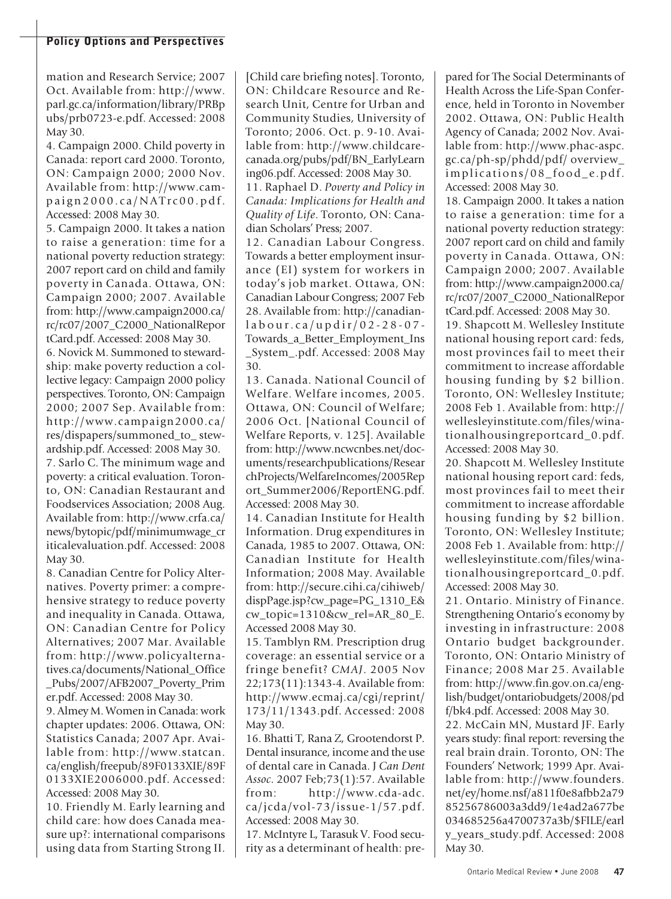mation and Research Service; 2007 Oct. Available from: http://www.parl.gc.ca/information/library/PRBpubs/prb0723-e.pdf. Accessed: 2008 May 30.

4. Campaign 2000. Child poverty in Canada: report card 2000. Toronto, ON: Campaign 2000; 2000 Nov. Available from: http://www.campaign2000.ca/NATrc00.pdf. Accessed: 2008 May 30.

5. Campaign 2000. It takes a nation to raise a generation: time for a national poverty reduction strategy: 2007 report card on child and family poverty in Canada. Ottawa, ON: Campaign 2000; 2007. Available from: http://www.campaign2000.ca/rc/rc07/2007_C2000_NationalReportCard.pdf. Accessed: 2008 May 30.

6. Novick M. Summoned to stewardship: make poverty reduction a collective legacy: Campaign 2000 policy perspectives. Toronto, ON: Campaign 2000; 2007 Sep. Available from: http://www.campaign2000.ca/res/dispapers/summoned_to_ stewardship.pdf. Accessed: 2008 May 30.

7. Sarlo C. The minimum wage and poverty: a critical evaluation. Toronto, ON: Canadian Restaurant and Foodservices Association; 2008 Aug. Available from: http://www.crfa.ca/news/bytopic/pdf/minimumwage_criticalevaluation.pdf. Accessed: 2008 May 30.

8. Canadian Centre for Policy Alternatives. Poverty primer: a comprehensive strategy to reduce poverty and inequality in Canada. Ottawa, ON: Canadian Centre for Policy Alternatives; 2007 Mar. Available from: http://www.policyalternatives.ca/documents/National_Office_Pubs/2007/AFB2007_Poverty_Primer.pdf. Accessed: 2008 May 30.

9. Almey M. Women in Canada: work chapter updates: 2006. Ottawa, ON: Statistics Canada; 2007 Apr. Available from: http://www.statcan.ca/english/freepub/89F0133XIE/89F0133XIE2006000.pdf. Accessed: Accessed: 2008 May 30.

10. Friendly M. Early learning and child care: how does Canada measure up?: international comparisons using data from Starting Strong II. [Child care briefing notes]. Toronto, ON: Childcare Resource and Research Unit, Centre for Urban and Community Studies, University of Toronto; 2006. Oct. p. 9-10. Available from: http://www.childcarecanada.org/pubs/pdf/BN_EarlyLearning06.pdf. Accessed: 2008 May 30.

11. Raphael D. *Poverty and Policy in Canada: Implications for Health and Quality of Life*. Toronto, ON: Canadian Scholars' Press; 2007.

12. Canadian Labour Congress. Towards a better employment insurance (EI) system for workers in today's job market. Ottawa, ON: Canadian Labour Congress; 2007 Feb 28. Available from: http://canadianlabour.ca/updir/02-28-07-Towards_a_Better_Employment_Ins_System_.pdf. Accessed: 2008 May 30.

13. Canada. National Council of Welfare. Welfare incomes, 2005. Ottawa, ON: Council of Welfare; 2006 Oct. [National Council of Welfare Reports, v. 125]. Available from: http://www.ncwcnbes.net/documents/researchpublications/ResearchProjects/WelfareIncomes/2005Report_Summer2006/ReportENG.pdf. Accessed: 2008 May 30.

14. Canadian Institute for Health Information. Drug expenditures in Canada, 1985 to 2007. Ottawa, ON: Canadian Institute for Health Information; 2008 May. Available from: http://secure.cihi.ca/cihiweb/dispPage.jsp?cw_page=PG_1310_E&cw_topic=1310&cw_rel=AR_80_E. Accessed 2008 May 30.

15. Tamblyn RM. Prescription drug coverage: an essential service or a fringe benefit? *CMAJ*. 2005 Nov 22;173(11):1343-4. Available from: http://www.ecmaj.ca/cgi/reprint/173/11/1343.pdf. Accessed: 2008 May 30.

16. Bhatti T, Rana Z, Grootendorst P. Dental insurance, income and the use of dental care in Canada. J *Can Dent Assoc*. 2007 Feb;73(1):57. Available from: http://www.cda-adc.ca/jcda/vol-73/issue-1/57.pdf. Accessed: 2008 May 30.

17. McIntyre L, Tarasuk V. Food security as a determinant of health: prepared for The Social Determinants of Health Across the Life-Span Conference, held in Toronto in November 2002. Ottawa, ON: Public Health Agency of Canada; 2002 Nov. Available from: http://www.phac-aspc.gc.ca/ph-sp/phdd/pdf/ overview_implications/08_food_e.pdf. Accessed: 2008 May 30.

18. Campaign 2000. It takes a nation to raise a generation: time for a national poverty reduction strategy: 2007 report card on child and family poverty in Canada. Ottawa, ON: Campaign 2000; 2007. Available from: http://www.campaign2000.ca/rc/rc07/2007_C2000_NationalReportCard.pdf. Accessed: 2008 May 30.

19. Shapcott M. Wellesley Institute national housing report card: feds, most provinces fail to meet their commitment to increase affordable housing funding by $2 billion. Toronto, ON: Wellesley Institute; 2008 Feb 1. Available from: http://wellesleyinstitute.com/files/winationalhousingreportcard_0.pdf. Accessed: 2008 May 30.

20. Shapcott M. Wellesley Institute national housing report card: feds, most provinces fail to meet their commitment to increase affordable housing funding by $2 billion. Toronto, ON: Wellesley Institute; 2008 Feb 1. Available from: http://wellesleyinstitute.com/files/winationalhousingreportcard_0.pdf. Accessed: 2008 May 30.

21. Ontario. Ministry of Finance. Strengthening Ontario's economy by investing in infrastructure: 2008 Ontario budget backgrounder. Toronto, ON: Ontario Ministry of Finance; 2008 Mar 25. Available from: http://www.fin.gov.on.ca/english/budget/ontariobudgets/2008/pdf/bk4.pdf. Accessed: 2008 May 30.

22. McCain MN, Mustard JF. Early years study: final report: reversing the real brain drain. Toronto, ON: The Founders' Network; 1999 Apr. Available from: http://www.founders.net/ey/home.nsf/a811f0e8afbb2a7985256786003a3dd9/1e4ad2a677be034685256a4700737a3b/$FILE/early_years_study.pdf. Accessed: 2008 May 30.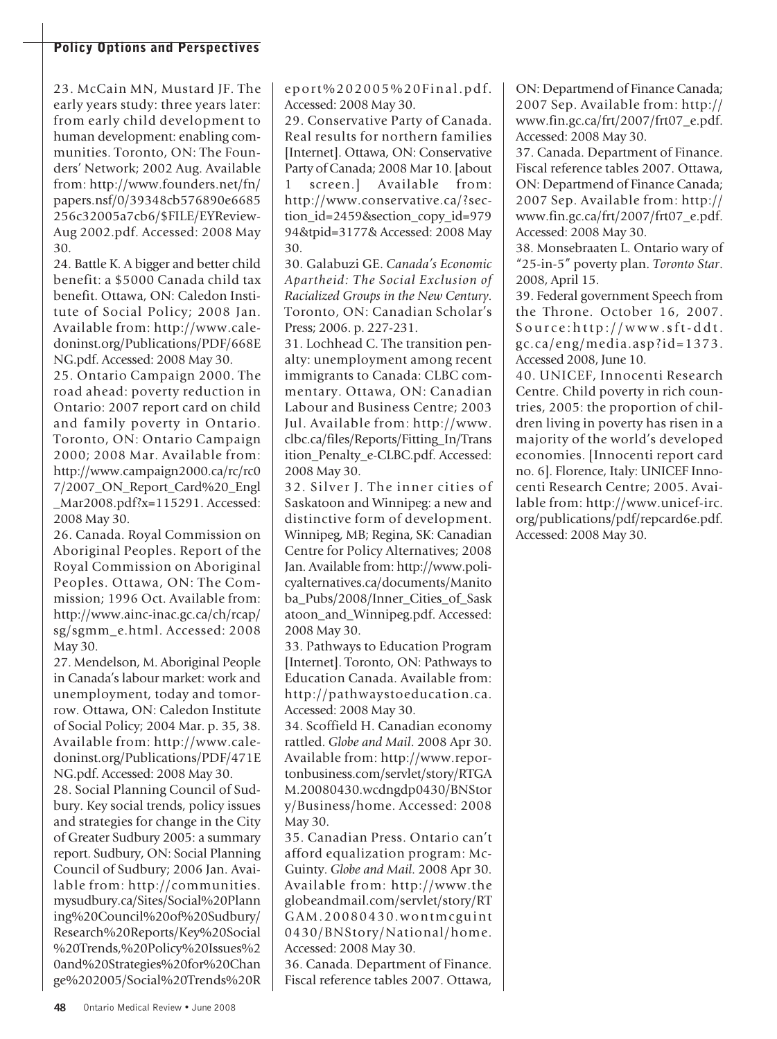23. McCain MN, Mustard JF. The early years study: three years later: from early child development to human development: enabling communities. Toronto, ON: The Founders' Network; 2002 Aug. Available from: http://www.founders.net/fn/papers.nsf/0/39348cb576890e6685256c32005a7cb6/$FILE/EYReview-Aug 2002.pdf. Accessed: 2008 May 30.

24. Battle K. A bigger and better child benefit: a $5000 Canada child tax benefit. Ottawa, ON: Caledon Institute of Social Policy; 2008 Jan. Available from: http://www.caledoninst.org/Publications/PDF/668ENG.pdf. Accessed: 2008 May 30.

25. Ontario Campaign 2000. The road ahead: poverty reduction in Ontario: 2007 report card on child and family poverty in Ontario. Toronto, ON: Ontario Campaign 2000; 2008 Mar. Available from: http://www.campaign2000.ca/rc/rc07/2007_ON_Report_Card%20_Engl_Mar2008.pdf?x=115291. Accessed: 2008 May 30.

26. Canada. Royal Commission on Aboriginal Peoples. Report of the Royal Commission on Aboriginal Peoples. Ottawa, ON: The Commission; 1996 Oct. Available from: http://www.ainc-inac.gc.ca/ch/rcap/sg/sgmm_e.html. Accessed: 2008 May 30.

27. Mendelson, M. Aboriginal People in Canada's labour market: work and unemployment, today and tomorrow. Ottawa, ON: Caledon Institute of Social Policy; 2004 Mar. p. 35, 38. Available from: http://www.caledoninst.org/Publications/PDF/471ENG.pdf. Accessed: 2008 May 30.

28. Social Planning Council of Sudbury. Key social trends, policy issues and strategies for change in the City of Greater Sudbury 2005: a summary report. Sudbury, ON: Social Planning Council of Sudbury; 2006 Jan. Available from: http://communities.mysudbury.ca/Sites/Social%20Planning%20Council%20of%20Sudbury/Research%20Reports/Key%20Social%20Trends,%20Policy%20Issues%20and%20Strategies%20for%20Change%202005/Social%20Trends%20Report%202005%20Final.pdf. Accessed: 2008 May 30.

29. Conservative Party of Canada. Real results for northern families [Internet]. Ottawa, ON: Conservative Party of Canada; 2008 Mar 10. [about 1 screen.] Available from: http://www.conservative.ca/?section_id=2459&section_copy_id=97994&tpid=3177& Accessed: 2008 May 30.

30. Galabuzi GE. *Canada's Economic Apartheid: The Social Exclusion of Racialized Groups in the New Century.* Toronto, ON: Canadian Scholar's Press; 2006. p. 227-231.

31. Lochhead C. The transition penalty: unemployment among recent immigrants to Canada: CLBC commentary. Ottawa, ON: Canadian Labour and Business Centre; 2003 Jul. Available from: http://www.clbc.ca/files/Reports/Fitting_In/Transition_Penalty_e-CLBC.pdf. Accessed: 2008 May 30.

32. Silver J. The inner cities of Saskatoon and Winnipeg: a new and distinctive form of development. Winnipeg, MB; Regina, SK: Canadian Centre for Policy Alternatives; 2008 Jan. Available from: http://www.policyalternatives.ca/documents/Manitoba_Pubs/2008/Inner_Cities_of_Saskatoon_and_Winnipeg.pdf. Accessed: 2008 May 30.

33. Pathways to Education Program [Internet]. Toronto, ON: Pathways to Education Canada. Available from: http://pathwaystoeducation.ca. Accessed: 2008 May 30.

34. Scoffield H. Canadian economy rattled. *Globe and Mail.* 2008 Apr 30. Available from: http://www.reportonbusiness.com/servlet/story/RTGAM.20080430.wcdngdp0430/BNStory/Business/home. Accessed: 2008 May 30.

35. Canadian Press. Ontario can't afford equalization program: McGuinty. *Globe and Mail.* 2008 Apr 30. Available from: http://www.theglobeandmail.com/servlet/story/RTGAM.20080430.wontmcguint0430/BNStory/National/home. Accessed: 2008 May 30.

36. Canada. Department of Finance. Fiscal reference tables 2007. Ottawa, ON: Departmend of Finance Canada; 2007 Sep. Available from: http://www.fin.gc.ca/frt/2007/frt07_e.pdf. Accessed: 2008 May 30.

37. Canada. Department of Finance. Fiscal reference tables 2007. Ottawa, ON: Departmend of Finance Canada; 2007 Sep. Available from: http://www.fin.gc.ca/frt/2007/frt07_e.pdf. Accessed: 2008 May 30.

38. Monsebraaten L. Ontario wary of "25-in-5" poverty plan. *Toronto Star*. 2008, April 15.

39. Federal government Speech from the Throne. October 16, 2007. Source:http://www.sft-ddt.gc.ca/eng/media.asp?id=1373. Accessed 2008, June 10.

40. UNICEF, Innocenti Research Centre. Child poverty in rich countries, 2005: the proportion of children living in poverty has risen in a majority of the world's developed economies. [Innocenti report card no. 6]. Florence, Italy: UNICEF Innocenti Research Centre; 2005. Available from: http://www.unicef-irc.org/publications/pdf/repcard6e.pdf. Accessed: 2008 May 30.